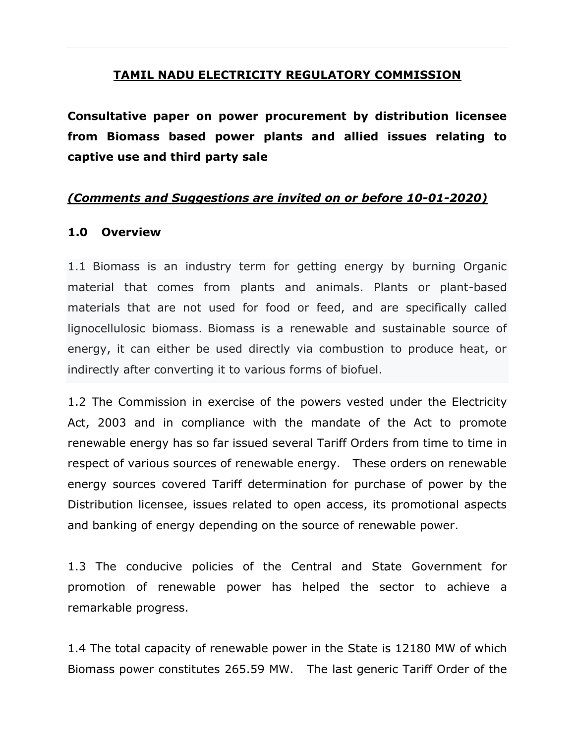**TAMIL NADU ELECTRICITY REGULATORY COMMISSION**

**Consultative paper on power procurement by distribution licensee from Biomass based power plants and allied issues relating to captive use and third party sale**

***(Comments and Suggestions are invited on or before 10-01-2020)***

## 1.0 Overview

1.1 Biomass is an industry term for getting energy by burning Organic material that comes from plants and animals. Plants or plant-based materials that are not used for food or feed, and are specifically called lignocellulosic biomass. Biomass is a renewable and sustainable source of energy, it can either be used directly via combustion to produce heat, or indirectly after converting it to various forms of biofuel.

1.2 The Commission in exercise of the powers vested under the Electricity Act, 2003 and in compliance with the mandate of the Act to promote renewable energy has so far issued several Tariff Orders from time to time in respect of various sources of renewable energy. These orders on renewable energy sources covered Tariff determination for purchase of power by the Distribution licensee, issues related to open access, its promotional aspects and banking of energy depending on the source of renewable power.

1.3 The conducive policies of the Central and State Government for promotion of renewable power has helped the sector to achieve a remarkable progress.

1.4 The total capacity of renewable power in the State is 12180 MW of which Biomass power constitutes 265.59 MW. The last generic Tariff Order of the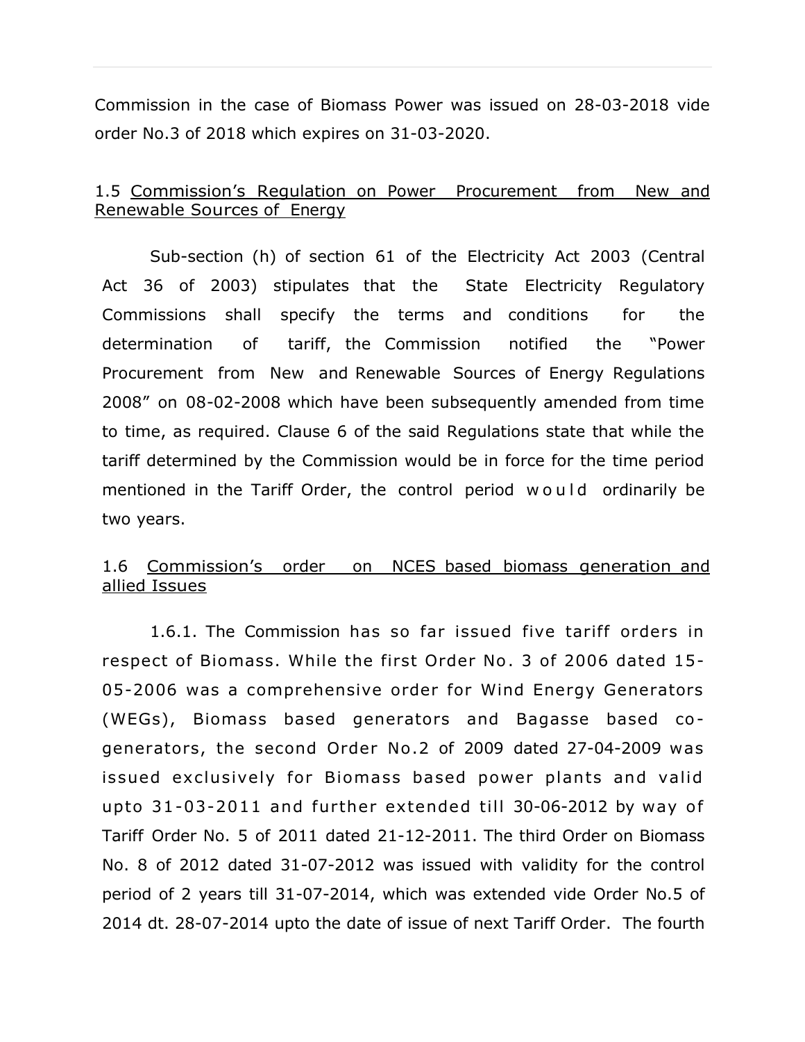Commission in the case of Biomass Power was issued on 28-03-2018 vide order No.3 of 2018 which expires on 31-03-2020.

### 1.5 Commission's Regulation on Power Procurement from New and Renewable Sources of Energy

Sub-section (h) of section 61 of the Electricity Act 2003 (Central Act 36 of 2003) stipulates that the State Electricity Regulatory Commissions shall specify the terms and conditions for the determination of tariff, the Commission notified the "Power Procurement from New and Renewable Sources of Energy Regulations 2008" on 08-02-2008 which have been subsequently amended from time to time, as required. Clause 6 of the said Regulations state that while the tariff determined by the Commission would be in force for the time period mentioned in the Tariff Order, the control period would ordinarily be two years.

### 1.6 Commission's order on NCES based biomass generation and allied Issues

1.6.1. The Commission has so far issued five tariff orders in respect of Biomass. While the first Order No. 3 of 2006 dated 15-05-2006 was a comprehensive order for Wind Energy Generators (WEGs), Biomass based generators and Bagasse based co-generators, the second Order No.2 of 2009 dated 27-04-2009 was issued exclusively for Biomass based power plants and valid upto 31-03-2011 and further extended till 30-06-2012 by way of Tariff Order No. 5 of 2011 dated 21-12-2011. The third Order on Biomass No. 8 of 2012 dated 31-07-2012 was issued with validity for the control period of 2 years till 31-07-2014, which was extended vide Order No.5 of 2014 dt. 28-07-2014 upto the date of issue of next Tariff Order. The fourth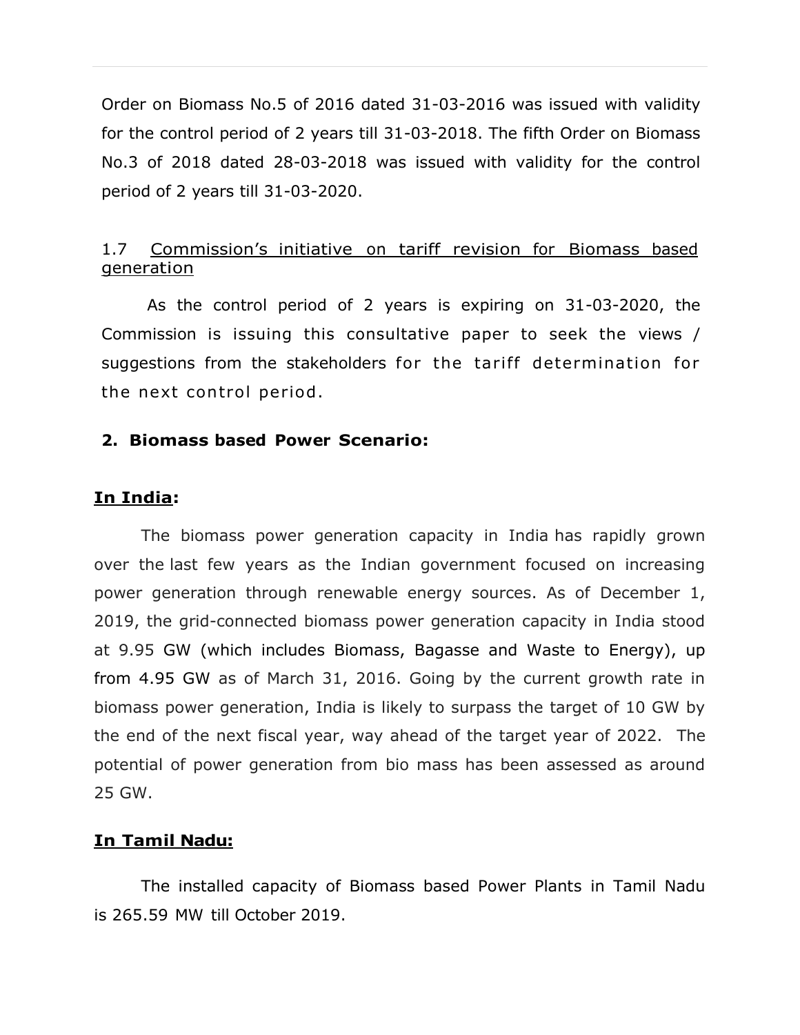Order on Biomass No.5 of 2016 dated 31-03-2016 was issued with validity for the control period of 2 years till 31-03-2018. The fifth Order on Biomass No.3 of 2018 dated 28-03-2018 was issued with validity for the control period of 2 years till 31-03-2020.

### 1.7 Commission's initiative on tariff revision for Biomass based generation

As the control period of 2 years is expiring on 31-03-2020, the Commission is issuing this consultative paper to seek the views / suggestions from the stakeholders for the tariff determination for the next control period.

## 2. Biomass based Power Scenario:

### In India:

The biomass power generation capacity in India has rapidly grown over the last few years as the Indian government focused on increasing power generation through renewable energy sources. As of December 1, 2019, the grid-connected biomass power generation capacity in India stood at 9.95 GW (which includes Biomass, Bagasse and Waste to Energy), up from 4.95 GW as of March 31, 2016. Going by the current growth rate in biomass power generation, India is likely to surpass the target of 10 GW by the end of the next fiscal year, way ahead of the target year of 2022. The potential of power generation from bio mass has been assessed as around 25 GW.

### In Tamil Nadu:

The installed capacity of Biomass based Power Plants in Tamil Nadu is 265.59 MW till October 2019.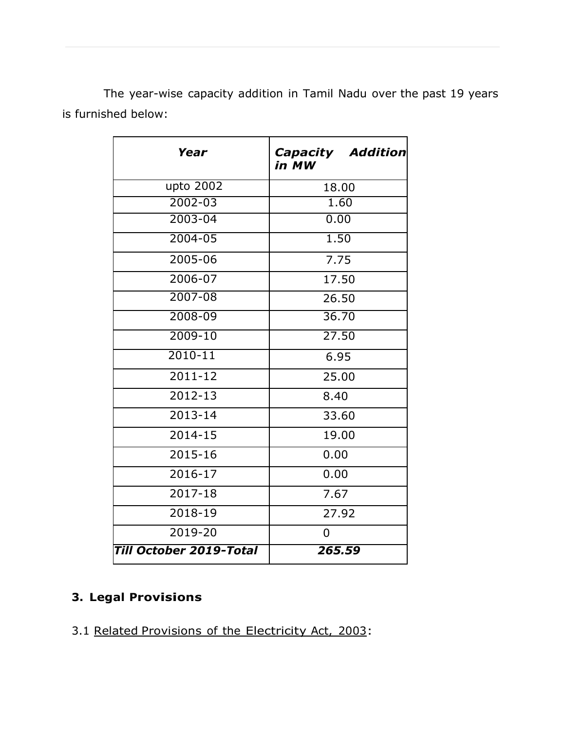The year-wise capacity addition in Tamil Nadu over the past 19 years is furnished below:

| ***Year*** | ***Capacity Addition in MW*** |
| --- | --- |
| upto 2002 | 18.00 |
| 2002-03 | 1.60 |
| 2003-04 | 0.00 |
| 2004-05 | 1.50 |
| 2005-06 | 7.75 |
| 2006-07 | 17.50 |
| 2007-08 | 26.50 |
| 2008-09 | 36.70 |
| 2009-10 | 27.50 |
| 2010-11 | 6.95 |
| 2011-12 | 25.00 |
| 2012-13 | 8.40 |
| 2013-14 | 33.60 |
| 2014-15 | 19.00 |
| 2015-16 | 0.00 |
| 2016-17 | 0.00 |
| 2017-18 | 7.67 |
| 2018-19 | 27.92 |
| 2019-20 | 0 |
| ***Till October 2019-Total*** | ***265.59*** |

## 3. Legal Provisions

3.1 Related Provisions of the Electricity Act, 2003: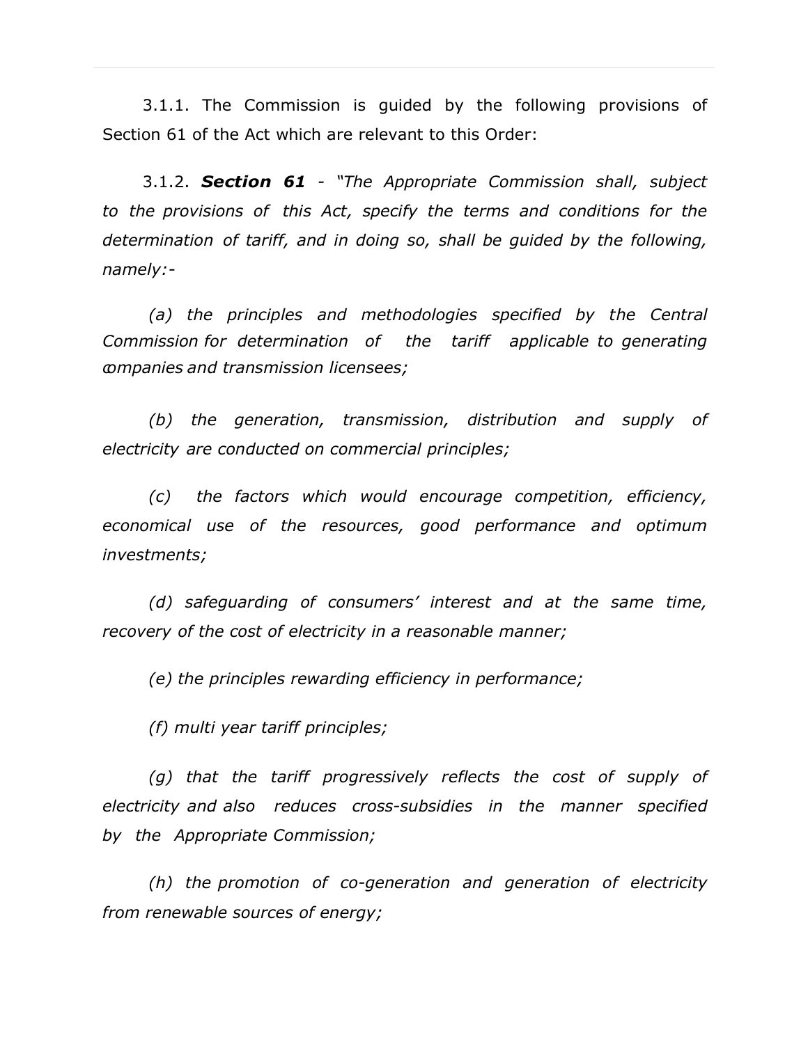3.1.1. The Commission is guided by the following provisions of Section 61 of the Act which are relevant to this Order:

3.1.2. ***Section 61*** - *"The Appropriate Commission shall, subject to the provisions of this Act, specify the terms and conditions for the determination of tariff, and in doing so, shall be guided by the following, namely:-*

*(a) the principles and methodologies specified by the Central Commission for determination of the tariff applicable to generating companies and transmission licensees;*

*(b) the generation, transmission, distribution and supply of electricity are conducted on commercial principles;*

*(c) the factors which would encourage competition, efficiency, economical use of the resources, good performance and optimum investments;*

*(d) safeguarding of consumers' interest and at the same time, recovery of the cost of electricity in a reasonable manner;*

*(e) the principles rewarding efficiency in performance;*

*(f) multi year tariff principles;*

*(g) that the tariff progressively reflects the cost of supply of electricity and also reduces cross-subsidies in the manner specified by the Appropriate Commission;*

*(h) the promotion of co-generation and generation of electricity from renewable sources of energy;*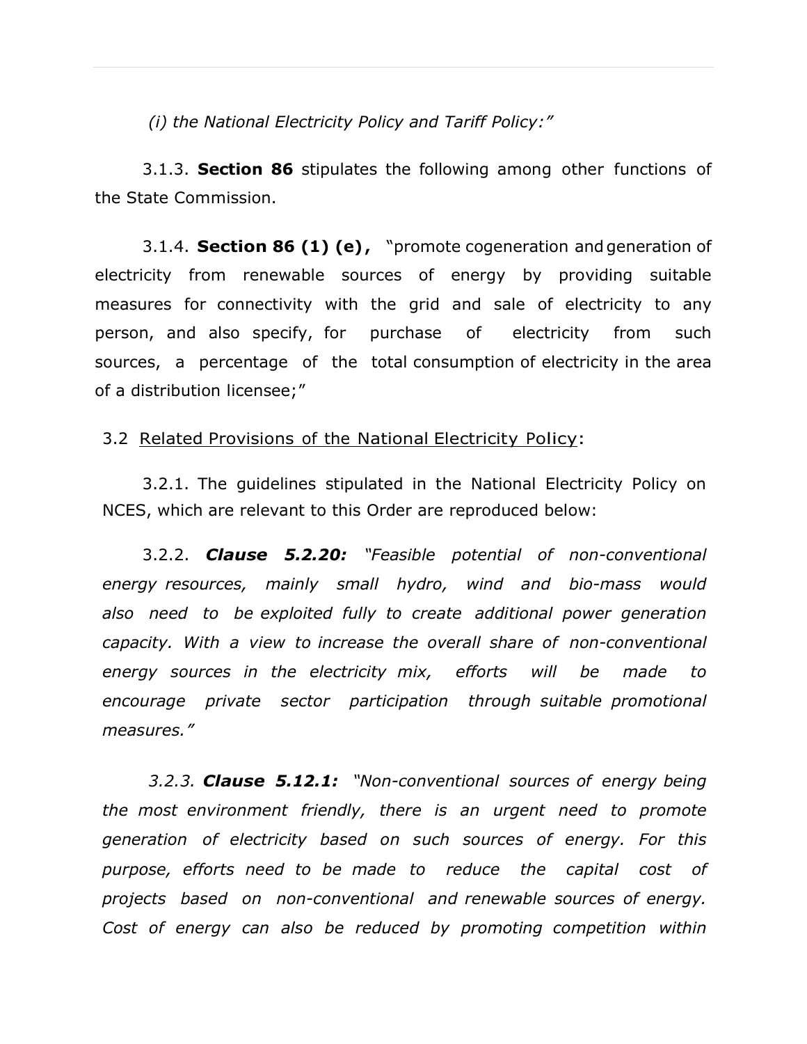*(i) the National Electricity Policy and Tariff Policy:"*

3.1.3. **Section 86** stipulates the following among other functions of the State Commission.

3.1.4. **Section 86 (1) (e),** "promote cogeneration and generation of electricity from renewable sources of energy by providing suitable measures for connectivity with the grid and sale of electricity to any person, and also specify, for purchase of electricity from such sources, a percentage of the total consumption of electricity in the area of a distribution licensee;"

3.2 Related Provisions of the National Electricity Policy:

3.2.1. The guidelines stipulated in the National Electricity Policy on NCES, which are relevant to this Order are reproduced below:

3.2.2. ***Clause 5.2.20:*** *"Feasible potential of non-conventional energy resources, mainly small hydro, wind and bio-mass would also need to be exploited fully to create additional power generation capacity. With a view to increase the overall share of non-conventional energy sources in the electricity mix, efforts will be made to encourage private sector participation through suitable promotional measures."*

*3.2.3.* ***Clause 5.12.1:*** *"Non-conventional sources of energy being the most environment friendly, there is an urgent need to promote generation of electricity based on such sources of energy. For this purpose, efforts need to be made to reduce the capital cost of projects based on non-conventional and renewable sources of energy. Cost of energy can also be reduced by promoting competition within*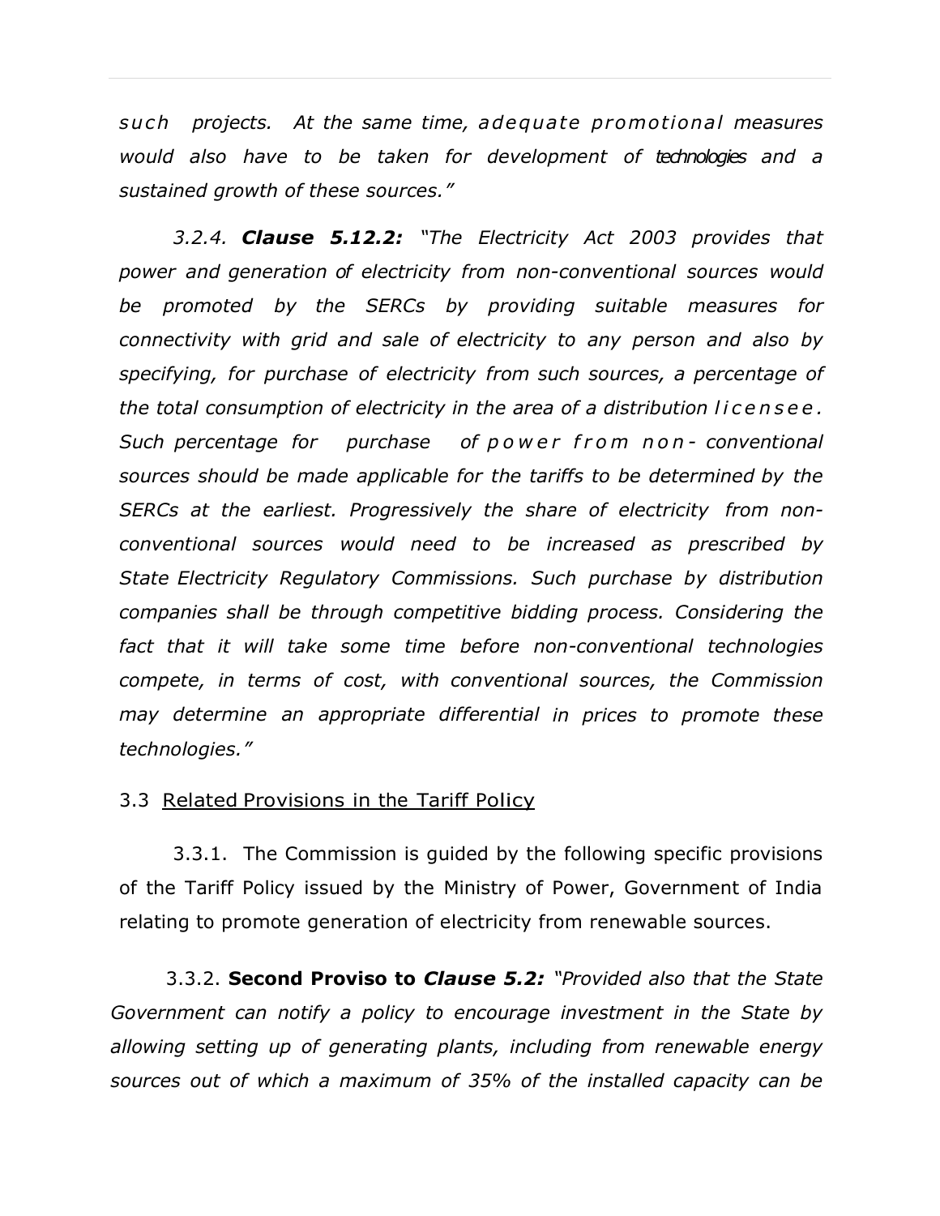*such projects. At the same time, adequate promotional measures would also have to be taken for development of technologies and a sustained growth of these sources."*

*3.2.4.* ***Clause 5.12.2:*** *"The Electricity Act 2003 provides that power and generation of electricity from non-conventional sources would be promoted by the SERCs by providing suitable measures for connectivity with grid and sale of electricity to any person and also by specifying, for purchase of electricity from such sources, a percentage of the total consumption of electricity in the area of a distribution licensee. Such percentage for purchase of power from non- conventional sources should be made applicable for the tariffs to be determined by the SERCs at the earliest. Progressively the share of electricity from non-conventional sources would need to be increased as prescribed by State Electricity Regulatory Commissions. Such purchase by distribution companies shall be through competitive bidding process. Considering the fact that it will take some time before non-conventional technologies compete, in terms of cost, with conventional sources, the Commission may determine an appropriate differential in prices to promote these technologies."*

3.3 Related Provisions in the Tariff Policy

3.3.1. The Commission is guided by the following specific provisions of the Tariff Policy issued by the Ministry of Power, Government of India relating to promote generation of electricity from renewable sources.

3.3.2. **Second Proviso to *Clause 5.2:*** *"Provided also that the State Government can notify a policy to encourage investment in the State by allowing setting up of generating plants, including from renewable energy sources out of which a maximum of 35% of the installed capacity can be*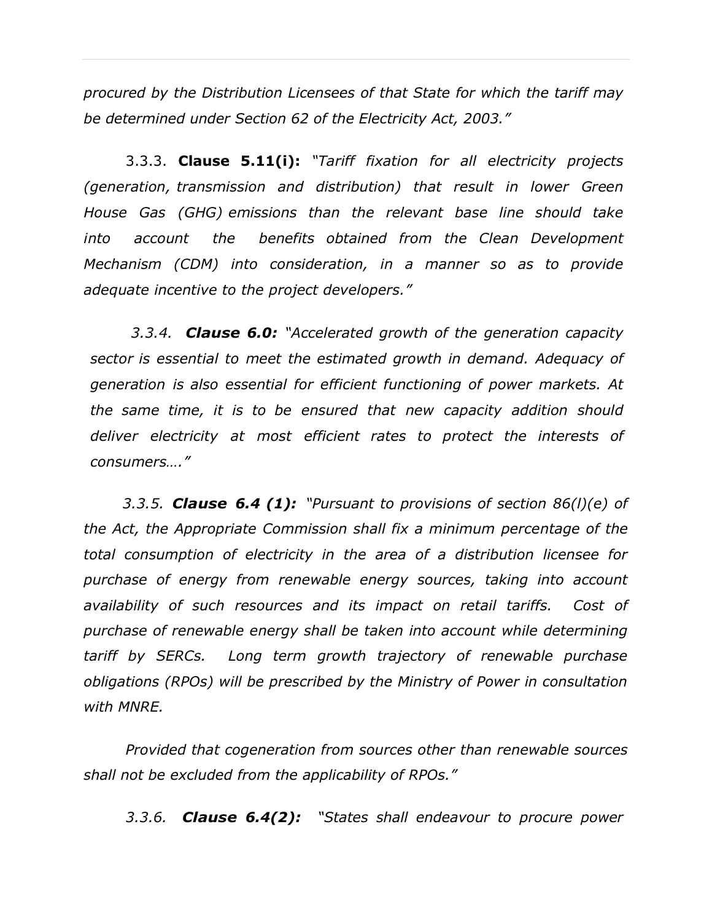*procured by the Distribution Licensees of that State for which the tariff may be determined under Section 62 of the Electricity Act, 2003."*

3.3.3. **Clause 5.11(i):** *"Tariff fixation for all electricity projects (generation, transmission and distribution) that result in lower Green House Gas (GHG) emissions than the relevant base line should take into account the benefits obtained from the Clean Development Mechanism (CDM) into consideration, in a manner so as to provide adequate incentive to the project developers."*

*3.3.4.* ***Clause 6.0:*** *"Accelerated growth of the generation capacity sector is essential to meet the estimated growth in demand. Adequacy of generation is also essential for efficient functioning of power markets. At the same time, it is to be ensured that new capacity addition should deliver electricity at most efficient rates to protect the interests of consumers…."*

*3.3.5.* ***Clause 6.4 (1):*** *"Pursuant to provisions of section 86(l)(e) of the Act, the Appropriate Commission shall fix a minimum percentage of the total consumption of electricity in the area of a distribution licensee for purchase of energy from renewable energy sources, taking into account availability of such resources and its impact on retail tariffs. Cost of purchase of renewable energy shall be taken into account while determining tariff by SERCs. Long term growth trajectory of renewable purchase obligations (RPOs) will be prescribed by the Ministry of Power in consultation with MNRE.*

*Provided that cogeneration from sources other than renewable sources shall not be excluded from the applicability of RPOs."*

*3.3.6.* ***Clause 6.4(2):*** *"States shall endeavour to procure power*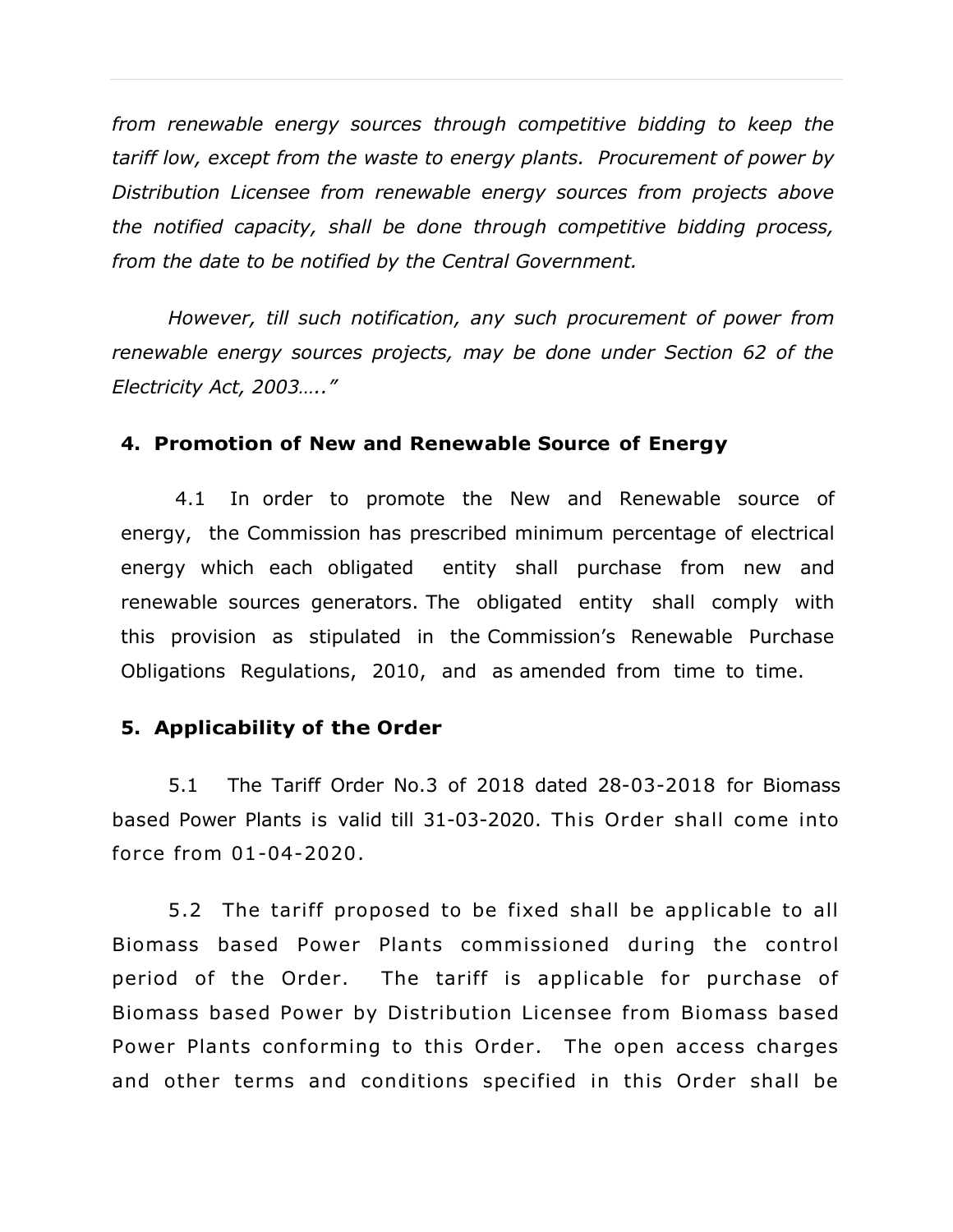*from renewable energy sources through competitive bidding to keep the tariff low, except from the waste to energy plants. Procurement of power by Distribution Licensee from renewable energy sources from projects above the notified capacity, shall be done through competitive bidding process, from the date to be notified by the Central Government.*

*However, till such notification, any such procurement of power from renewable energy sources projects, may be done under Section 62 of the Electricity Act, 2003….."*

## 4. Promotion of New and Renewable Source of Energy

4.1 In order to promote the New and Renewable source of energy, the Commission has prescribed minimum percentage of electrical energy which each obligated entity shall purchase from new and renewable sources generators. The obligated entity shall comply with this provision as stipulated in the Commission's Renewable Purchase Obligations Regulations, 2010, and as amended from time to time.

## 5. Applicability of the Order

5.1 The Tariff Order No.3 of 2018 dated 28-03-2018 for Biomass based Power Plants is valid till 31-03-2020. This Order shall come into force from 01-04-2020.

5.2 The tariff proposed to be fixed shall be applicable to all Biomass based Power Plants commissioned during the control period of the Order. The tariff is applicable for purchase of Biomass based Power by Distribution Licensee from Biomass based Power Plants conforming to this Order. The open access charges and other terms and conditions specified in this Order shall be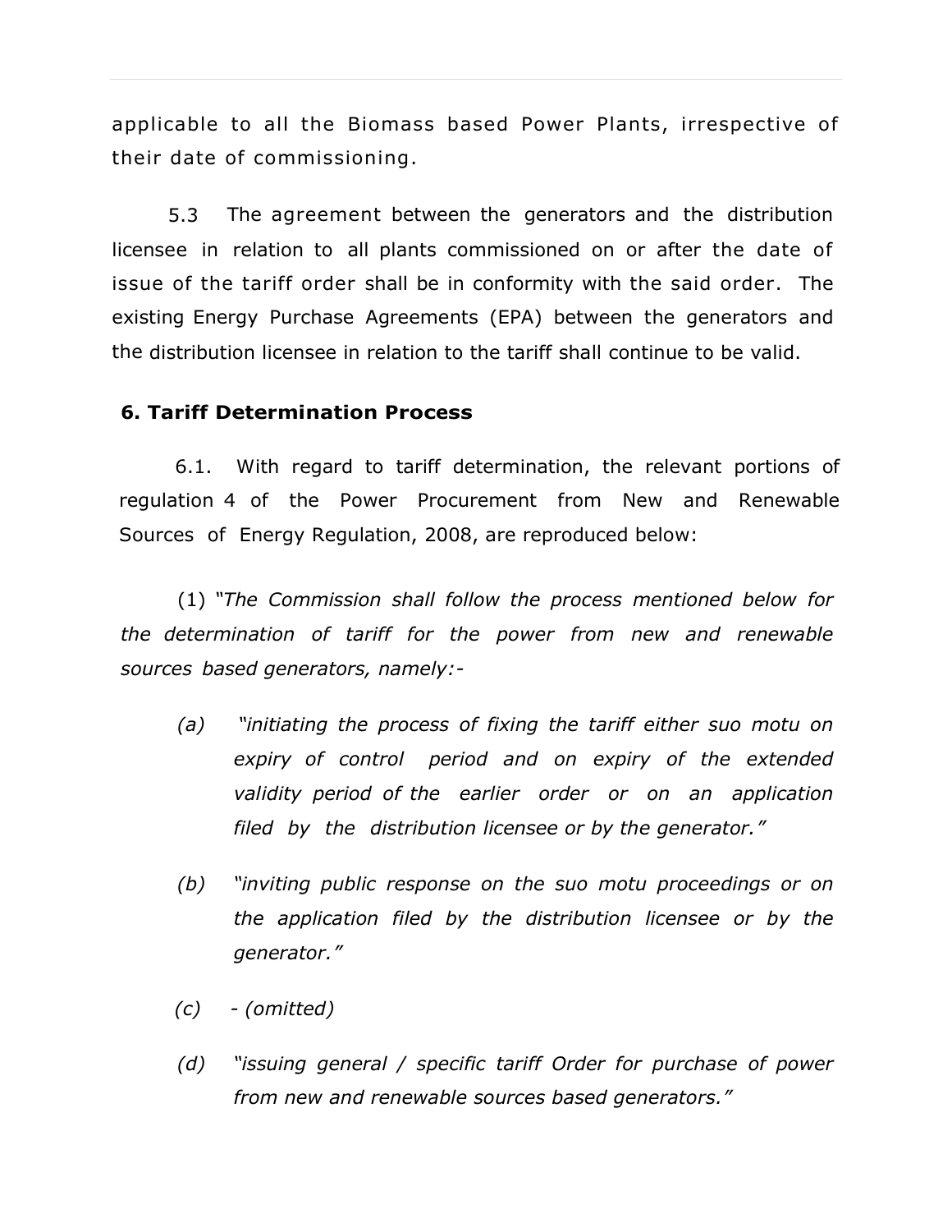applicable to all the Biomass based Power Plants, irrespective of their date of commissioning.

5.3 The agreement between the generators and the distribution licensee in relation to all plants commissioned on or after the date of issue of the tariff order shall be in conformity with the said order. The existing Energy Purchase Agreements (EPA) between the generators and the distribution licensee in relation to the tariff shall continue to be valid.

## 6. Tariff Determination Process

6.1. With regard to tariff determination, the relevant portions of regulation 4 of the Power Procurement from New and Renewable Sources of Energy Regulation, 2008, are reproduced below:

(1) *"The Commission shall follow the process mentioned below for the determination of tariff for the power from new and renewable sources based generators, namely:-*

*(a) "initiating the process of fixing the tariff either suo motu on expiry of control period and on expiry of the extended validity period of the earlier order or on an application filed by the distribution licensee or by the generator."*

*(b) "inviting public response on the suo motu proceedings or on the application filed by the distribution licensee or by the generator."*

*(c) - (omitted)*

*(d) "issuing general / specific tariff Order for purchase of power from new and renewable sources based generators."*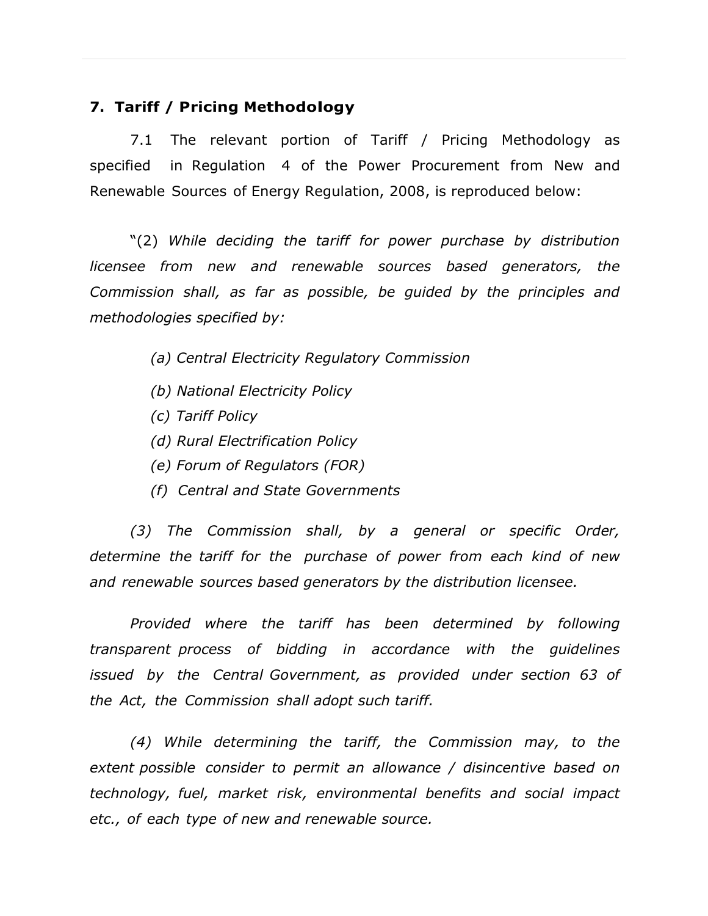## 7. Tariff / Pricing Methodology

7.1 The relevant portion of Tariff / Pricing Methodology as specified in Regulation 4 of the Power Procurement from New and Renewable Sources of Energy Regulation, 2008, is reproduced below:

"(2) *While deciding the tariff for power purchase by distribution licensee from new and renewable sources based generators, the Commission shall, as far as possible, be guided by the principles and methodologies specified by:*

*(a) Central Electricity Regulatory Commission*

*(b) National Electricity Policy*

*(c) Tariff Policy*

*(d) Rural Electrification Policy*

*(e) Forum of Regulators (FOR)*

*(f) Central and State Governments*

*(3) The Commission shall, by a general or specific Order, determine the tariff for the purchase of power from each kind of new and renewable sources based generators by the distribution licensee.*

*Provided where the tariff has been determined by following transparent process of bidding in accordance with the guidelines issued by the Central Government, as provided under section 63 of the Act, the Commission shall adopt such tariff.*

*(4) While determining the tariff, the Commission may, to the extent possible consider to permit an allowance / disincentive based on technology, fuel, market risk, environmental benefits and social impact etc., of each type of new and renewable source.*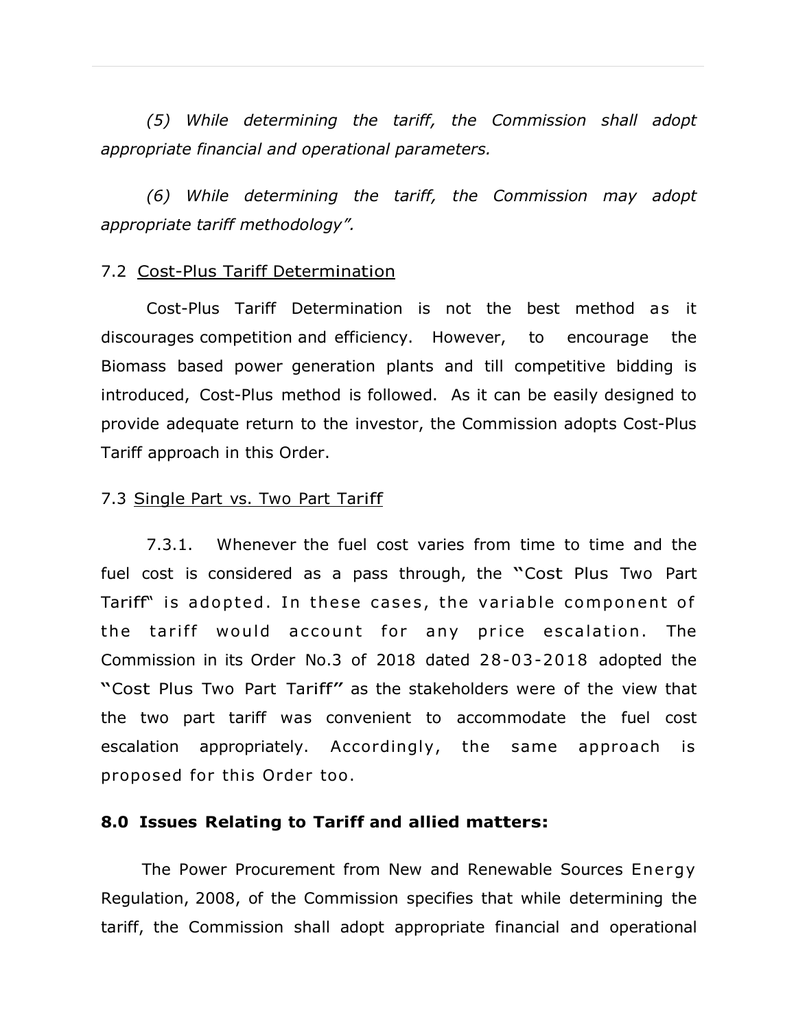*(5) While determining the tariff, the Commission shall adopt appropriate financial and operational parameters.*

*(6) While determining the tariff, the Commission may adopt appropriate tariff methodology".*

7.2 Cost-Plus Tariff Determination

Cost-Plus Tariff Determination is not the best method as it discourages competition and efficiency. However, to encourage the Biomass based power generation plants and till competitive bidding is introduced, Cost-Plus method is followed. As it can be easily designed to provide adequate return to the investor, the Commission adopts Cost-Plus Tariff approach in this Order.

7.3 Single Part vs. Two Part Tariff

7.3.1. Whenever the fuel cost varies from time to time and the fuel cost is considered as a pass through, the "Cost Plus Two Part Tariff" is adopted. In these cases, the variable component of the tariff would account for any price escalation. The Commission in its Order No.3 of 2018 dated 28-03-2018 adopted the "Cost Plus Two Part Tariff" as the stakeholders were of the view that the two part tariff was convenient to accommodate the fuel cost escalation appropriately. Accordingly, the same approach is proposed for this Order too.

**8.0 Issues Relating to Tariff and allied matters:**

The Power Procurement from New and Renewable Sources Energy Regulation, 2008, of the Commission specifies that while determining the tariff, the Commission shall adopt appropriate financial and operational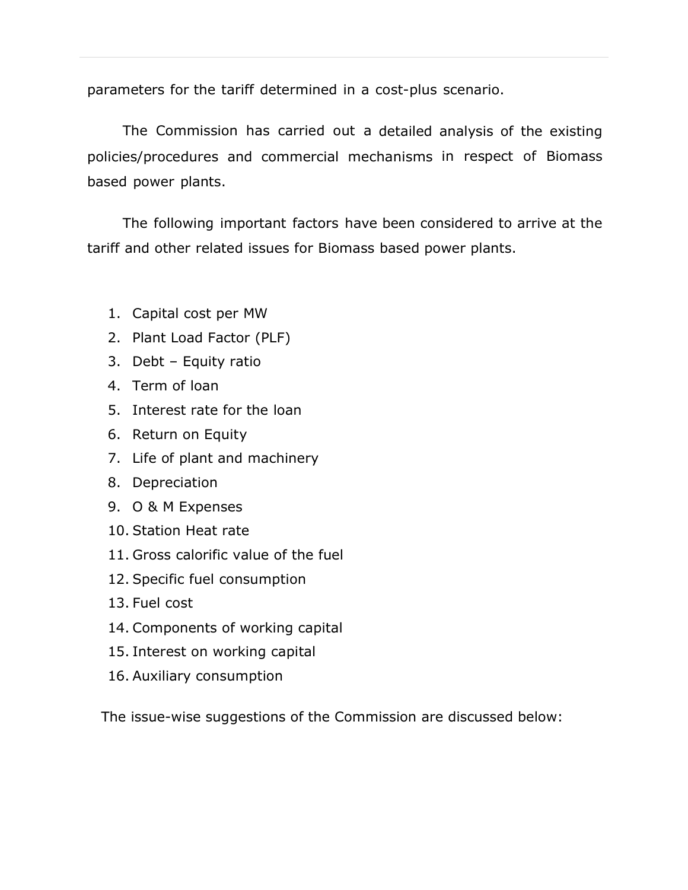parameters for the tariff determined in a cost-plus scenario.

The Commission has carried out a detailed analysis of the existing policies/procedures and commercial mechanisms in respect of Biomass based power plants.

The following important factors have been considered to arrive at the tariff and other related issues for Biomass based power plants.

1. Capital cost per MW
2. Plant Load Factor (PLF)
3. Debt – Equity ratio
4. Term of loan
5. Interest rate for the loan
6. Return on Equity
7. Life of plant and machinery
8. Depreciation
9. O & M Expenses
10. Station Heat rate
11. Gross calorific value of the fuel
12. Specific fuel consumption
13. Fuel cost
14. Components of working capital
15. Interest on working capital
16. Auxiliary consumption

The issue-wise suggestions of the Commission are discussed below: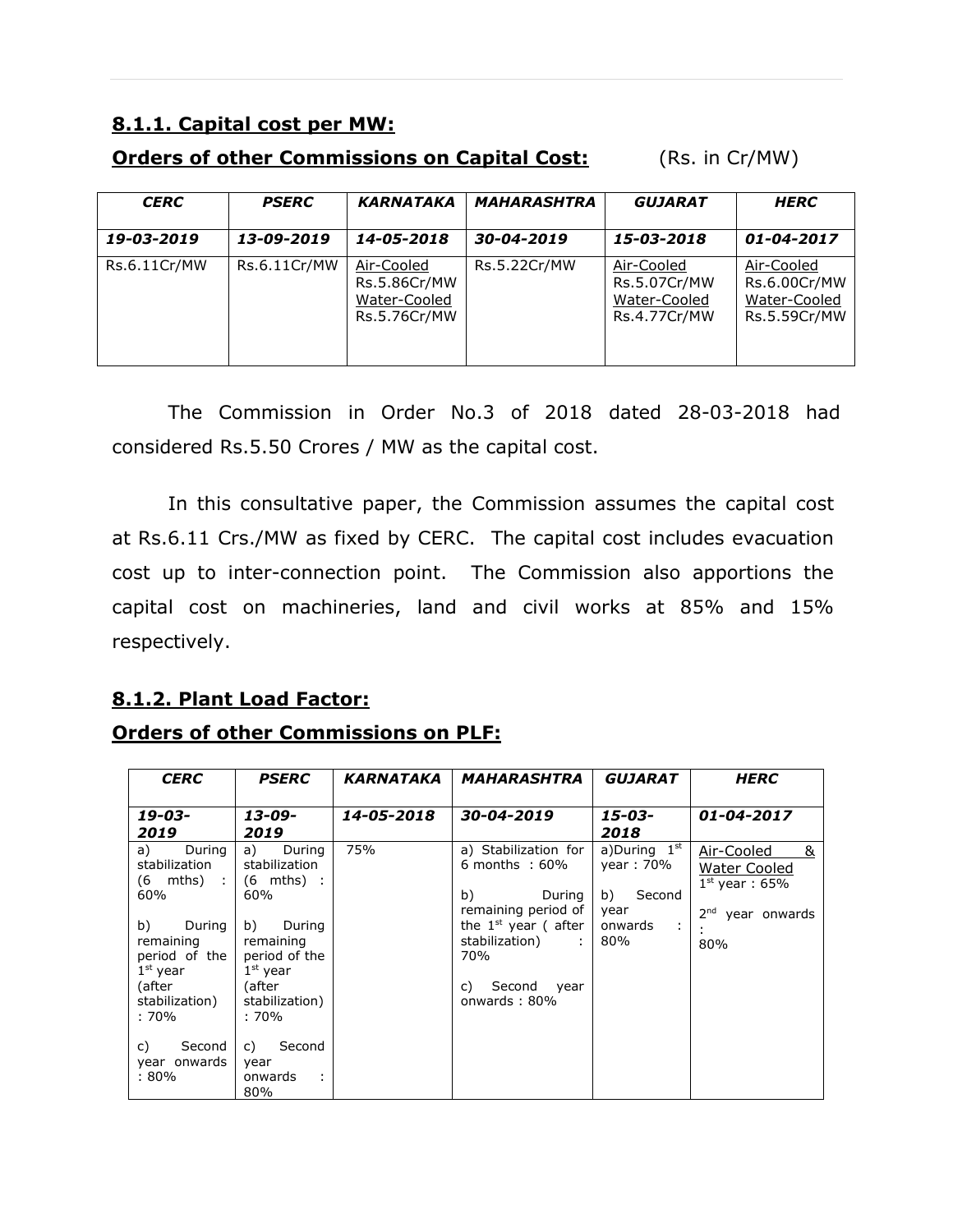### 8.1.1. Capital cost per MW:

**Orders of other Commissions on Capital Cost:** (Rs. in Cr/MW)

| *CERC* | *PSERC* | *KARNATAKA* | *MAHARASHTRA* | *GUJARAT* | *HERC* |
|---|---|---|---|---|---|
| ***19-03-2019*** | ***13-09-2019*** | ***14-05-2018*** | ***30-04-2019*** | ***15-03-2018*** | ***01-04-2017*** |
| Rs.6.11Cr/MW | Rs.6.11Cr/MW | Air-Cooled Rs.5.86Cr/MW Water-Cooled Rs.5.76Cr/MW | Rs.5.22Cr/MW | Air-Cooled Rs.5.07Cr/MW Water-Cooled Rs.4.77Cr/MW | Air-Cooled Rs.6.00Cr/MW Water-Cooled Rs.5.59Cr/MW |

The Commission in Order No.3 of 2018 dated 28-03-2018 had considered Rs.5.50 Crores / MW as the capital cost.

In this consultative paper, the Commission assumes the capital cost at Rs.6.11 Crs./MW as fixed by CERC. The capital cost includes evacuation cost up to inter-connection point. The Commission also apportions the capital cost on machineries, land and civil works at 85% and 15% respectively.

### 8.1.2. Plant Load Factor:

**Orders of other Commissions on PLF:**

| *CERC* | *PSERC* | *KARNATAKA* | *MAHARASHTRA* | *GUJARAT* | *HERC* |
|---|---|---|---|---|---|
| ***19-03-2019*** | ***13-09-2019*** | ***14-05-2018*** | ***30-04-2019*** | ***15-03-2018*** | ***01-04-2017*** |
| a) During stabilization (6 mths) : 60%<br><br>b) During remaining period of the 1st year (after stabilization) : 70%<br><br>c) Second year onwards : 80% | a) During stabilization (6 mths) : 60%<br><br>b) During remaining period of the 1st year (after stabilization) : 70%<br><br>c) Second year onwards : 80% | 75% | a) Stabilization for 6 months : 60%<br><br>b) During remaining period of the 1st year ( after stabilization) : 70%<br><br>c) Second year onwards : 80% | a)During 1st year : 70%<br><br>b) Second year onwards : 80% | Air-Cooled & Water Cooled<br>1st year : 65%<br><br>2nd year onwards : 80% |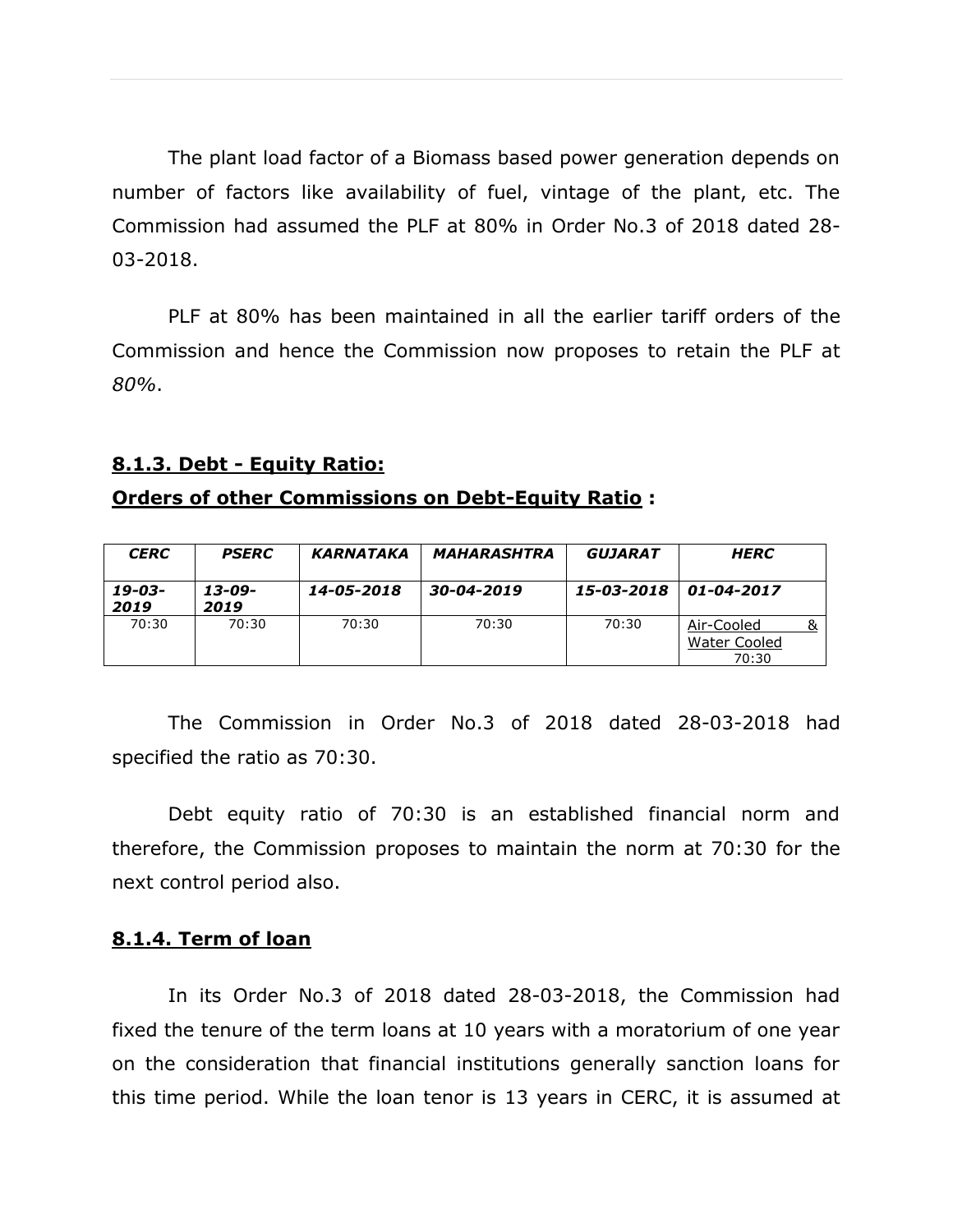The plant load factor of a Biomass based power generation depends on number of factors like availability of fuel, vintage of the plant, etc. The Commission had assumed the PLF at 80% in Order No.3 of 2018 dated 28-03-2018.

PLF at 80% has been maintained in all the earlier tariff orders of the Commission and hence the Commission now proposes to retain the PLF at *80%*.

### **8.1.3. Debt - Equity Ratio:**

**Orders of other Commissions on Debt-Equity Ratio :**

| ***CERC*** | ***PSERC*** | ***KARNATAKA*** | ***MAHARASHTRA*** | ***GUJARAT*** | ***HERC*** |
|---|---|---|---|---|---|
| ***19-03-2019*** | ***13-09-2019*** | ***14-05-2018*** | ***30-04-2019*** | ***15-03-2018*** | ***01-04-2017*** |
| 70:30 | 70:30 | 70:30 | 70:30 | 70:30 | Air-Cooled & Water Cooled 70:30 |

The Commission in Order No.3 of 2018 dated 28-03-2018 had specified the ratio as 70:30.

Debt equity ratio of 70:30 is an established financial norm and therefore, the Commission proposes to maintain the norm at 70:30 for the next control period also.

### **8.1.4. Term of loan**

In its Order No.3 of 2018 dated 28-03-2018, the Commission had fixed the tenure of the term loans at 10 years with a moratorium of one year on the consideration that financial institutions generally sanction loans for this time period. While the loan tenor is 13 years in CERC, it is assumed at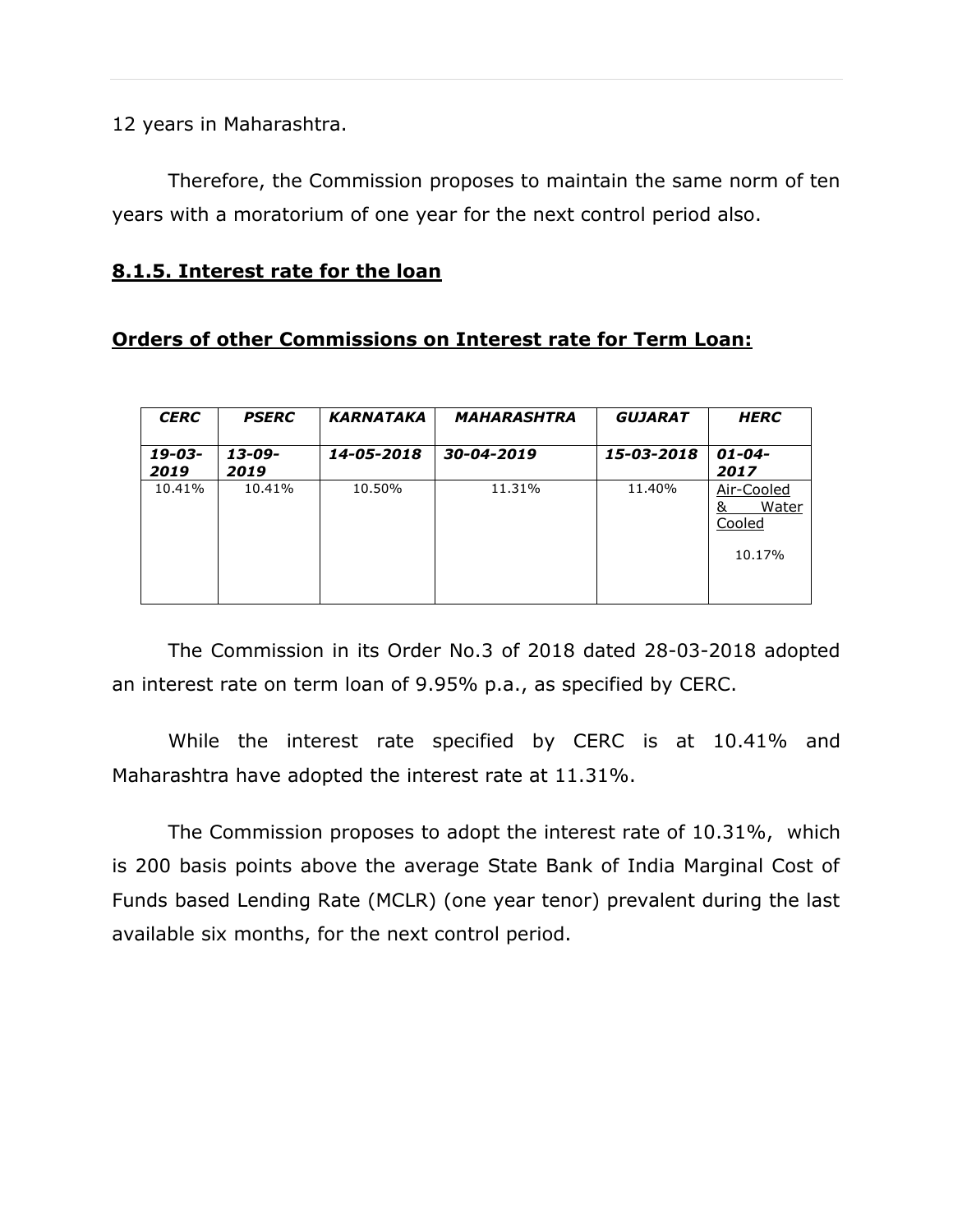12 years in Maharashtra.

Therefore, the Commission proposes to maintain the same norm of ten years with a moratorium of one year for the next control period also.

### **8.1.5. Interest rate for the loan**

**Orders of other Commissions on Interest rate for Term Loan:**

| *CERC* | *PSERC* | *KARNATAKA* | *MAHARASHTRA* | *GUJARAT* | *HERC* |
|---|---|---|---|---|---|
| *19-03-2019* | *13-09-2019* | *14-05-2018* | *30-04-2019* | *15-03-2018* | *01-04-2017* |
| 10.41% | 10.41% | 10.50% | 11.31% | 11.40% | Air-Cooled & Water Cooled<br>10.17% |

The Commission in its Order No.3 of 2018 dated 28-03-2018 adopted an interest rate on term loan of 9.95% p.a., as specified by CERC.

While the interest rate specified by CERC is at 10.41% and Maharashtra have adopted the interest rate at 11.31%.

The Commission proposes to adopt the interest rate of 10.31%, which is 200 basis points above the average State Bank of India Marginal Cost of Funds based Lending Rate (MCLR) (one year tenor) prevalent during the last available six months, for the next control period.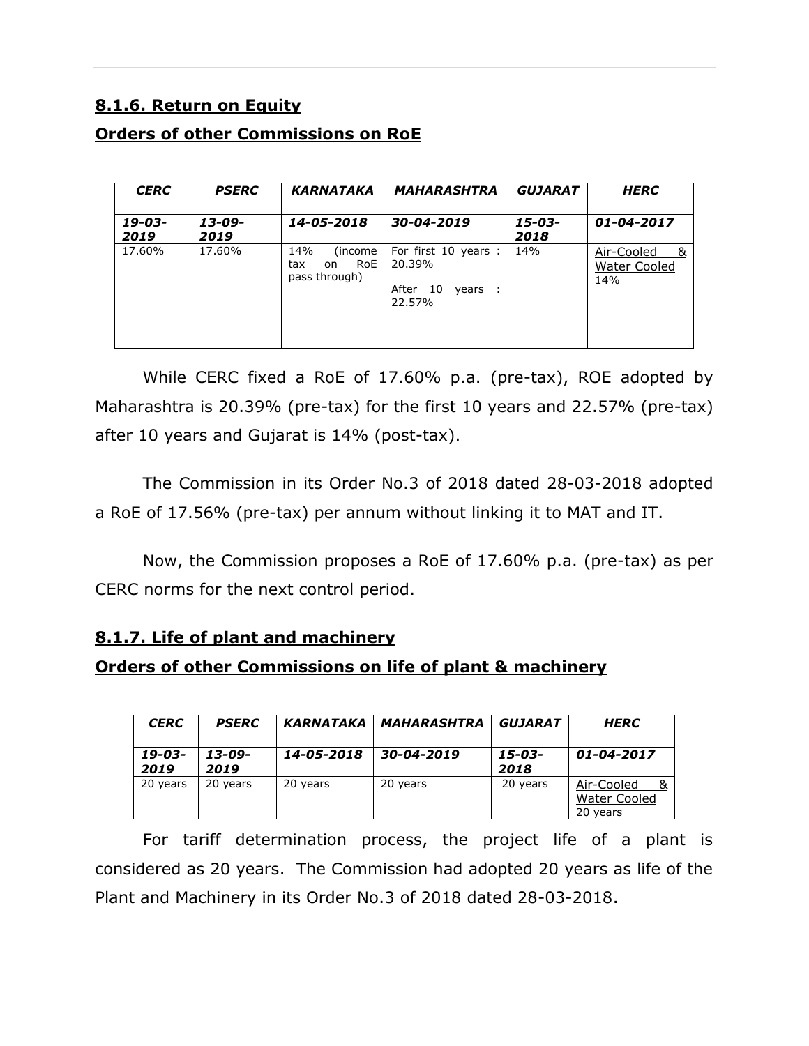**8.1.6. Return on Equity**

**Orders of other Commissions on RoE**

| ***CERC*** | ***PSERC*** | ***KARNATAKA*** | ***MAHARASHTRA*** | ***GUJARAT*** | ***HERC*** |
|---|---|---|---|---|---|
| ***19-03-2019*** | ***13-09-2019*** | ***14-05-2018*** | ***30-04-2019*** | ***15-03-2018*** | ***01-04-2017*** |
| 17.60% | 17.60% | 14% (income tax on RoE pass through) | For first 10 years : 20.39%<br><br>After 10 years : 22.57% | 14% | Air-Cooled & Water Cooled<br>14% |

While CERC fixed a RoE of 17.60% p.a. (pre-tax), ROE adopted by Maharashtra is 20.39% (pre-tax) for the first 10 years and 22.57% (pre-tax) after 10 years and Gujarat is 14% (post-tax).

The Commission in its Order No.3 of 2018 dated 28-03-2018 adopted a RoE of 17.56% (pre-tax) per annum without linking it to MAT and IT.

Now, the Commission proposes a RoE of 17.60% p.a. (pre-tax) as per CERC norms for the next control period.

**8.1.7. Life of plant and machinery**

**Orders of other Commissions on life of plant & machinery**

| ***CERC*** | ***PSERC*** | ***KARNATAKA*** | ***MAHARASHTRA*** | ***GUJARAT*** | ***HERC*** |
|---|---|---|---|---|---|
| ***19-03-2019*** | ***13-09-2019*** | ***14-05-2018*** | ***30-04-2019*** | ***15-03-2018*** | ***01-04-2017*** |
| 20 years | 20 years | 20 years | 20 years | 20 years | Air-Cooled & Water Cooled<br>20 years |

For tariff determination process, the project life of a plant is considered as 20 years. The Commission had adopted 20 years as life of the Plant and Machinery in its Order No.3 of 2018 dated 28-03-2018.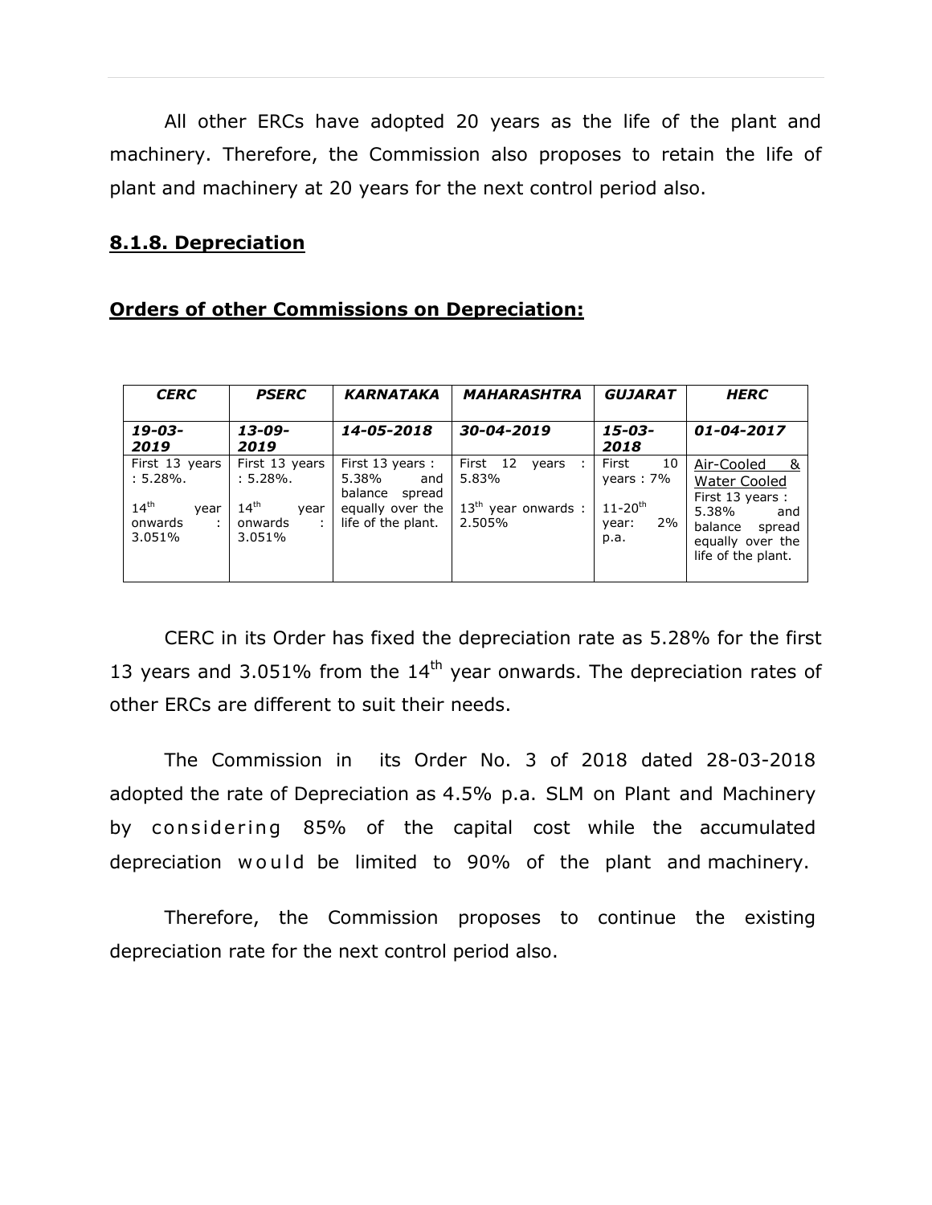All other ERCs have adopted 20 years as the life of the plant and machinery. Therefore, the Commission also proposes to retain the life of plant and machinery at 20 years for the next control period also.

### **8.1.8. Depreciation**

**Orders of other Commissions on Depreciation:**

| ***CERC*** | ***PSERC*** | ***KARNATAKA*** | ***MAHARASHTRA*** | ***GUJARAT*** | ***HERC*** |
|---|---|---|---|---|---|
| ***19-03-2019*** | ***13-09-2019*** | ***14-05-2018*** | ***30-04-2019*** | ***15-03-2018*** | ***01-04-2017*** |
| First 13 years : 5.28%. 14th year onwards : 3.051% | First 13 years : 5.28%. 14th year onwards : 3.051% | First 13 years : 5.38% and balance spread equally over the life of the plant. | First 12 years : 5.83% 13th year onwards : 2.505% | First 10 years : 7% 11-20th year: 2% p.a. | Air-Cooled & Water Cooled First 13 years : 5.38% and balance spread equally over the life of the plant. |

CERC in its Order has fixed the depreciation rate as 5.28% for the first 13 years and 3.051% from the 14th year onwards. The depreciation rates of other ERCs are different to suit their needs.

The Commission in its Order No. 3 of 2018 dated 28-03-2018 adopted the rate of Depreciation as 4.5% p.a. SLM on Plant and Machinery by considering 85% of the capital cost while the accumulated depreciation would be limited to 90% of the plant and machinery.

Therefore, the Commission proposes to continue the existing depreciation rate for the next control period also.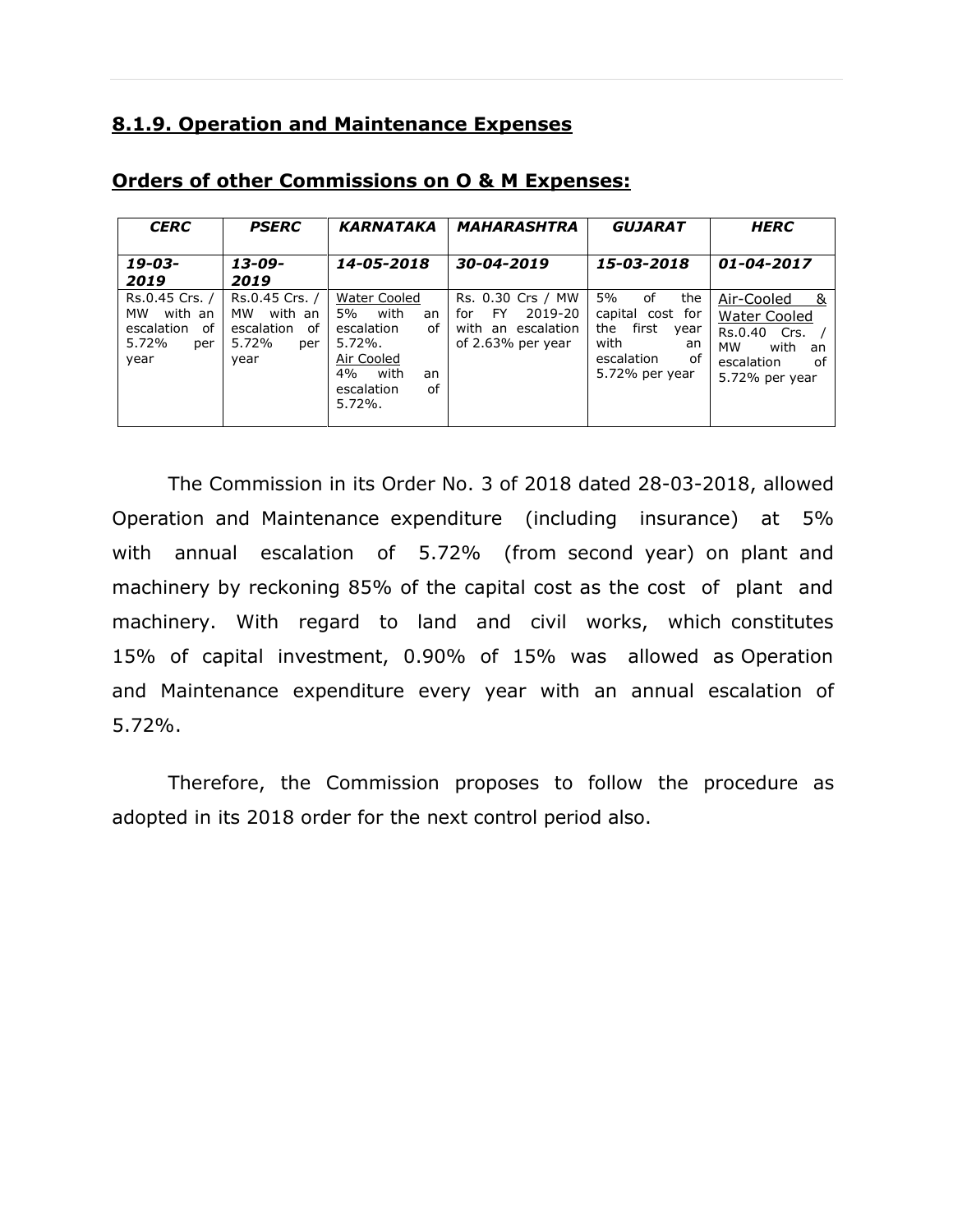## 8.1.9. Operation and Maintenance Expenses

### Orders of other Commissions on O & M Expenses:

| *CERC* | *PSERC* | *KARNATAKA* | *MAHARASHTRA* | *GUJARAT* | *HERC* |
|---|---|---|---|---|---|
| *19-03-2019* | *13-09-2019* | *14-05-2018* | *30-04-2019* | *15-03-2018* | *01-04-2017* |
| Rs.0.45 Crs. / MW with an escalation of 5.72% per year | Rs.0.45 Crs. / MW with an escalation of 5.72% per year | Water Cooled 5% with an escalation of 5.72%. Air Cooled 4% with an escalation of 5.72%. | Rs. 0.30 Crs / MW for FY 2019-20 with an escalation of 2.63% per year | 5% of the capital cost for the first year with an escalation of 5.72% per year | Air-Cooled & Water Cooled Rs.0.40 Crs. / MW with an escalation of 5.72% per year |

The Commission in its Order No. 3 of 2018 dated 28-03-2018, allowed Operation and Maintenance expenditure (including insurance) at 5% with annual escalation of 5.72% (from second year) on plant and machinery by reckoning 85% of the capital cost as the cost of plant and machinery. With regard to land and civil works, which constitutes 15% of capital investment, 0.90% of 15% was allowed as Operation and Maintenance expenditure every year with an annual escalation of 5.72%.

Therefore, the Commission proposes to follow the procedure as adopted in its 2018 order for the next control period also.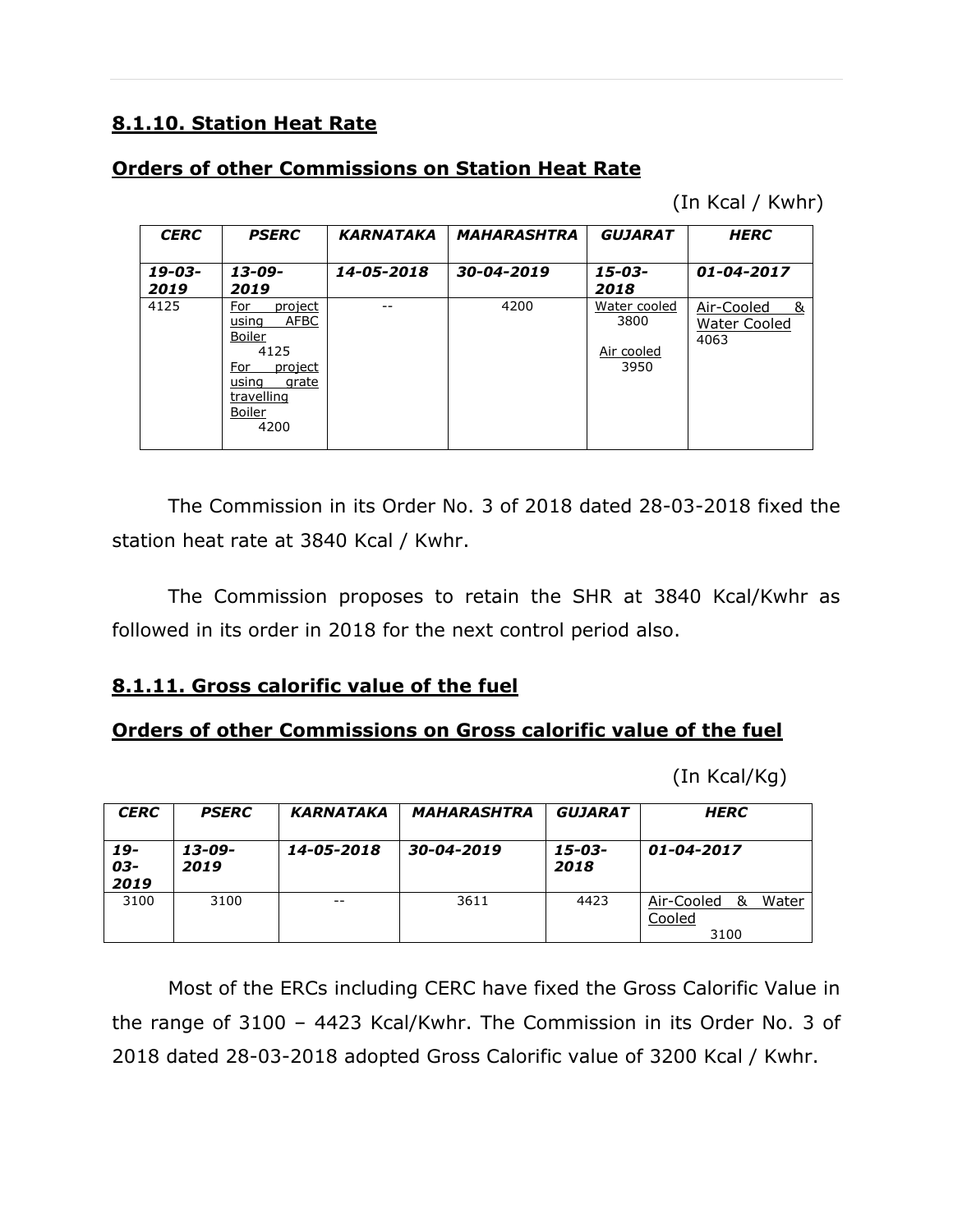## 8.1.10. Station Heat Rate

### Orders of other Commissions on Station Heat Rate

(In Kcal / Kwhr)

| *CERC* | *PSERC* | *KARNATAKA* | *MAHARASHTRA* | *GUJARAT* | *HERC* |
|---|---|---|---|---|---|
| ***19-03-2019*** | ***13-09-2019*** | ***14-05-2018*** | ***30-04-2019*** | ***15-03-2018*** | ***01-04-2017*** |
| 4125 | For project using AFBC Boiler 4125 For project using grate travelling Boiler 4200 | -- | 4200 | Water cooled 3800 Air cooled 3950 | Air-Cooled & Water Cooled 4063 |

The Commission in its Order No. 3 of 2018 dated 28-03-2018 fixed the station heat rate at 3840 Kcal / Kwhr.

The Commission proposes to retain the SHR at 3840 Kcal/Kwhr as followed in its order in 2018 for the next control period also.

## 8.1.11. Gross calorific value of the fuel

### Orders of other Commissions on Gross calorific value of the fuel

(In Kcal/Kg)

| *CERC* | *PSERC* | *KARNATAKA* | *MAHARASHTRA* | *GUJARAT* | *HERC* |
|---|---|---|---|---|---|
| ***19-03-2019*** | ***13-09-2019*** | ***14-05-2018*** | ***30-04-2019*** | ***15-03-2018*** | ***01-04-2017*** |
| 3100 | 3100 | -- | 3611 | 4423 | Air-Cooled & Water Cooled 3100 |

Most of the ERCs including CERC have fixed the Gross Calorific Value in the range of 3100 – 4423 Kcal/Kwhr. The Commission in its Order No. 3 of 2018 dated 28-03-2018 adopted Gross Calorific value of 3200 Kcal / Kwhr.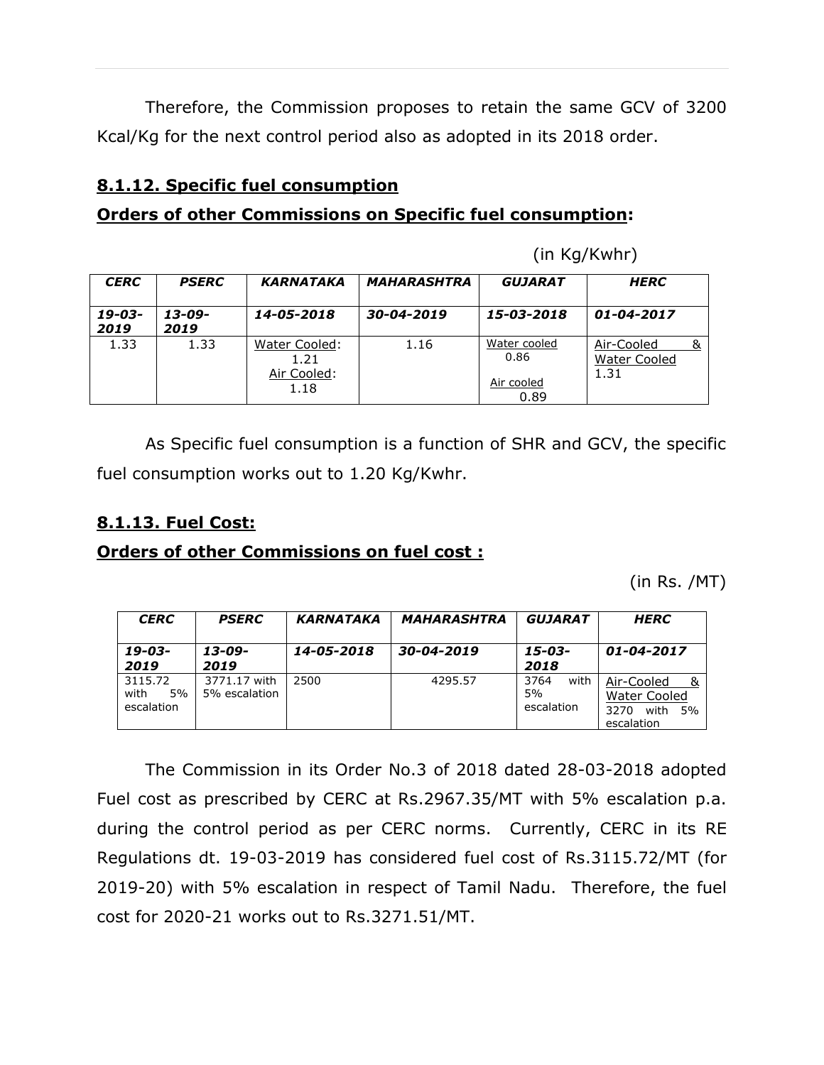Therefore, the Commission proposes to retain the same GCV of 3200 Kcal/Kg for the next control period also as adopted in its 2018 order.

### 8.1.12. Specific fuel consumption

**Orders of other Commissions on Specific fuel consumption:**

(in Kg/Kwhr)

| *CERC* | *PSERC* | *KARNATAKA* | *MAHARASHTRA* | *GUJARAT* | *HERC* |
|---|---|---|---|---|---|
| *19-03-2019* | *13-09-2019* | *14-05-2018* | *30-04-2019* | *15-03-2018* | *01-04-2017* |
| 1.33 | 1.33 | Water Cooled: 1.21<br>Air Cooled: 1.18 | 1.16 | Water cooled 0.86<br>Air cooled 0.89 | Air-Cooled & Water Cooled 1.31 |

As Specific fuel consumption is a function of SHR and GCV, the specific fuel consumption works out to 1.20 Kg/Kwhr.

### 8.1.13. Fuel Cost:

**Orders of other Commissions on fuel cost :**

(in Rs. /MT)

| *CERC* | *PSERC* | *KARNATAKA* | *MAHARASHTRA* | *GUJARAT* | *HERC* |
|---|---|---|---|---|---|
| *19-03-2019* | *13-09-2019* | *14-05-2018* | *30-04-2019* | *15-03-2018* | *01-04-2017* |
| 3115.72 with 5% escalation | 3771.17 with 5% escalation | 2500 | 4295.57 | 3764 with 5% escalation | Air-Cooled & Water Cooled 3270 with 5% escalation |

The Commission in its Order No.3 of 2018 dated 28-03-2018 adopted Fuel cost as prescribed by CERC at Rs.2967.35/MT with 5% escalation p.a. during the control period as per CERC norms. Currently, CERC in its RE Regulations dt. 19-03-2019 has considered fuel cost of Rs.3115.72/MT (for 2019-20) with 5% escalation in respect of Tamil Nadu. Therefore, the fuel cost for 2020-21 works out to Rs.3271.51/MT.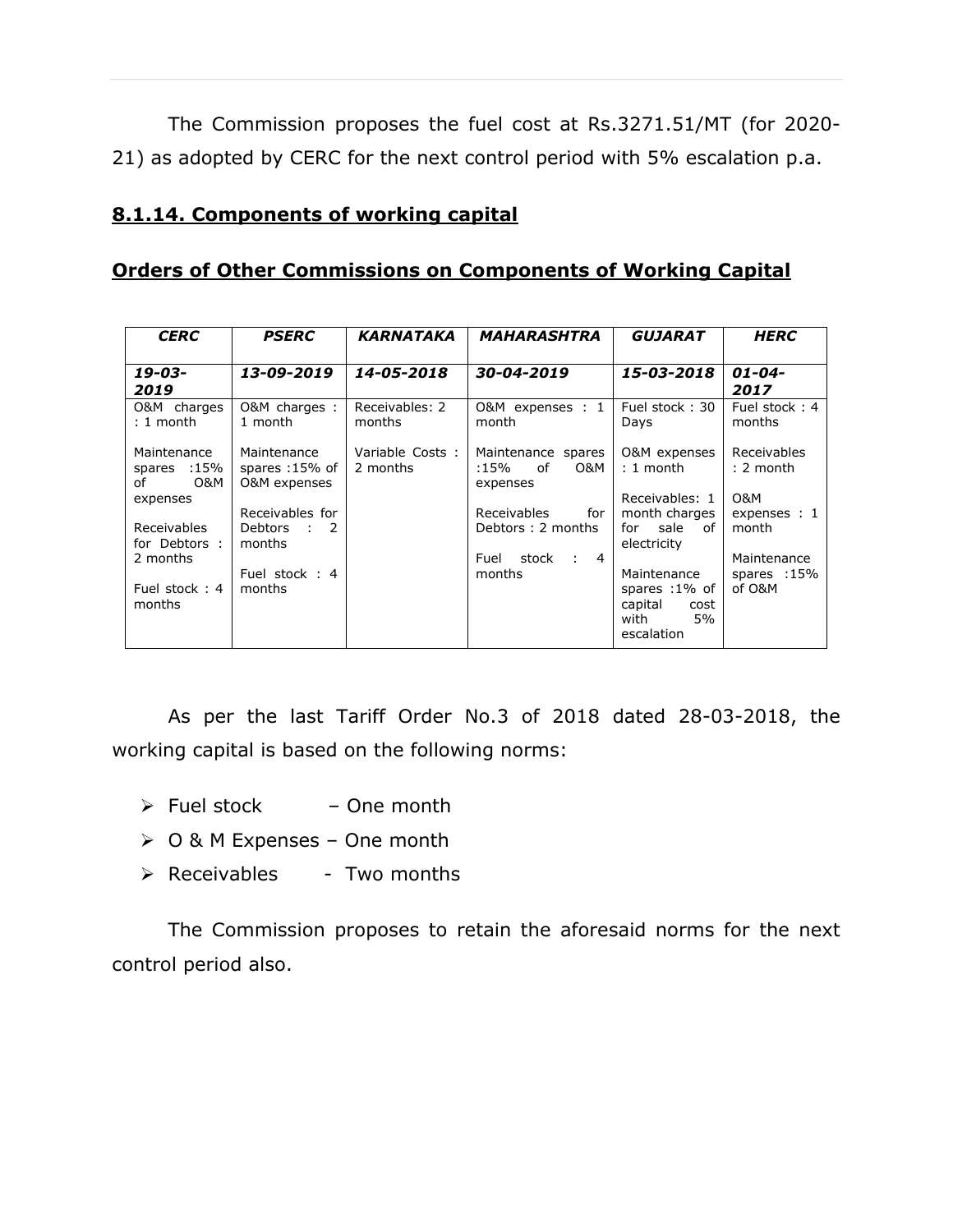The Commission proposes the fuel cost at Rs.3271.51/MT (for 2020-21) as adopted by CERC for the next control period with 5% escalation p.a.

## 8.1.14. Components of working capital

## Orders of Other Commissions on Components of Working Capital

| *CERC* | *PSERC* | *KARNATAKA* | *MAHARASHTRA* | *GUJARAT* | *HERC* |
|---|---|---|---|---|---|
| *19-03-2019* | *13-09-2019* | *14-05-2018* | *30-04-2019* | *15-03-2018* | *01-04-2017* |
| O&M charges : 1 month<br><br>Maintenance spares :15% of O&M expenses<br><br>Receivables for Debtors : 2 months<br><br>Fuel stock : 4 months | O&M charges : 1 month<br><br>Maintenance spares :15% of O&M expenses<br><br>Receivables for Debtors : 2 months<br><br>Fuel stock : 4 months | Receivables: 2 months<br><br>Variable Costs : 2 months | O&M expenses : 1 month<br><br>Maintenance spares :15% of O&M expenses<br><br>Receivables for Debtors : 2 months<br><br>Fuel stock : 4 months | Fuel stock : 30 Days<br><br>O&M expenses : 1 month<br><br>Receivables: 1 month charges for sale of electricity<br><br>Maintenance spares :1% of capital cost with 5% escalation | Fuel stock : 4 months<br><br>Receivables : 2 month<br><br>O&M expenses : 1 month<br><br>Maintenance spares :15% of O&M |

As per the last Tariff Order No.3 of 2018 dated 28-03-2018, the working capital is based on the following norms:

- Fuel stock – One month
- O & M Expenses – One month
- Receivables - Two months

The Commission proposes to retain the aforesaid norms for the next control period also.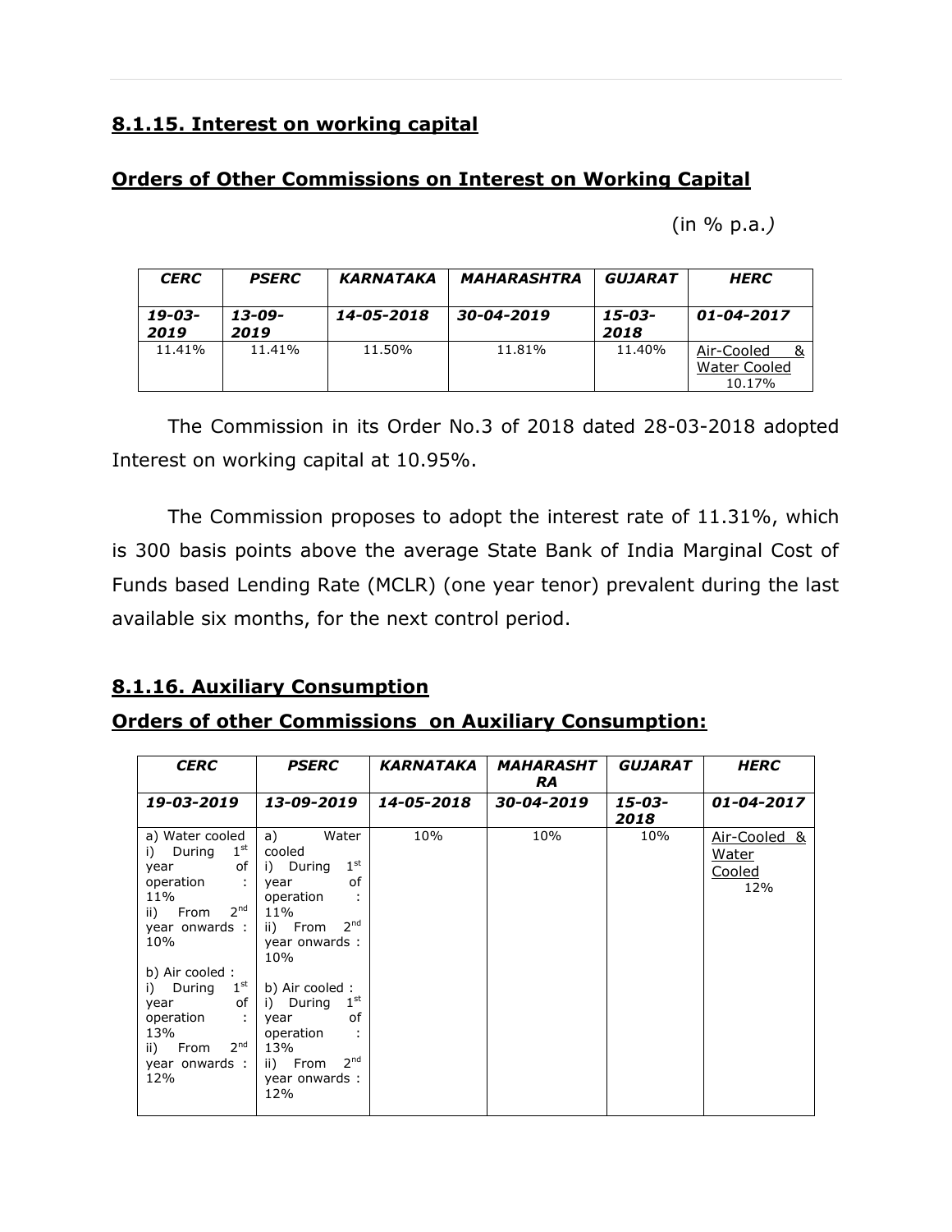## 8.1.15. Interest on working capital

### Orders of Other Commissions on Interest on Working Capital

(in % p.a.)

| *CERC* | *PSERC* | *KARNATAKA* | *MAHARASHTRA* | *GUJARAT* | *HERC* |
|---|---|---|---|---|---|
| *19-03-2019* | *13-09-2019* | *14-05-2018* | *30-04-2019* | *15-03-2018* | *01-04-2017* |
| 11.41% | 11.41% | 11.50% | 11.81% | 11.40% | Air-Cooled & Water Cooled 10.17% |

The Commission in its Order No.3 of 2018 dated 28-03-2018 adopted Interest on working capital at 10.95%.

The Commission proposes to adopt the interest rate of 11.31%, which is 300 basis points above the average State Bank of India Marginal Cost of Funds based Lending Rate (MCLR) (one year tenor) prevalent during the last available six months, for the next control period.

## 8.1.16. Auxiliary Consumption

### Orders of other Commissions on Auxiliary Consumption:

| *CERC* | *PSERC* | *KARNATAKA* | *MAHARASHTRA* | *GUJARAT* | *HERC* |
|---|---|---|---|---|---|
| *19-03-2019* | *13-09-2019* | *14-05-2018* | *30-04-2019* | *15-03-2018* | *01-04-2017* |
| a) Water cooled i) During 1st year of operation : 11% ii) From 2nd year onwards : 10% b) Air cooled : i) During 1st year of operation : 13% ii) From 2nd year onwards : 12% | a) Water cooled i) During 1st year of operation : 11% ii) From 2nd year onwards : 10% b) Air cooled : i) During 1st year of operation : 13% ii) From 2nd year onwards : 12% | 10% | 10% | 10% | Air-Cooled & Water Cooled 12% |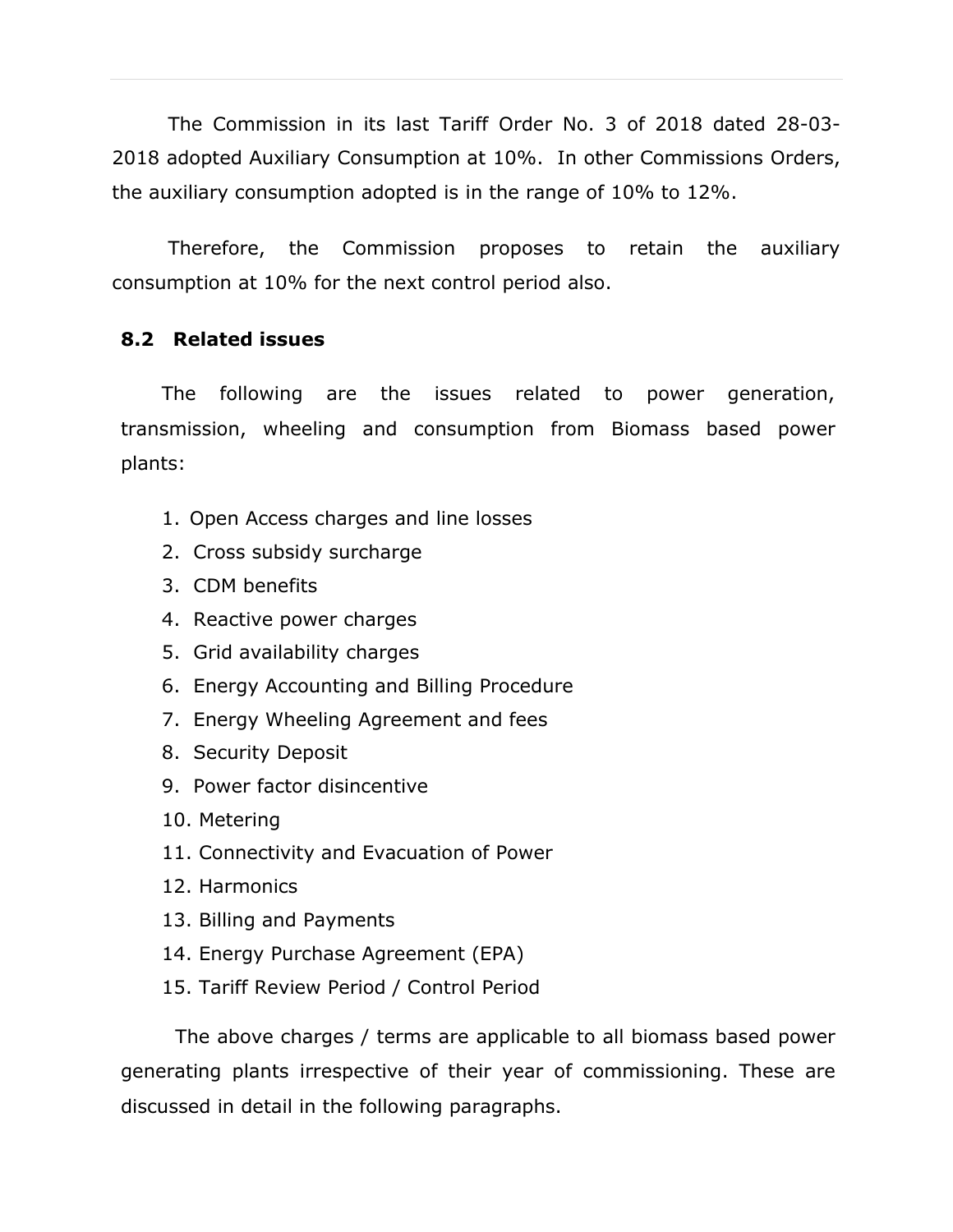The Commission in its last Tariff Order No. 3 of 2018 dated 28-03-2018 adopted Auxiliary Consumption at 10%. In other Commissions Orders, the auxiliary consumption adopted is in the range of 10% to 12%.

Therefore, the Commission proposes to retain the auxiliary consumption at 10% for the next control period also.

## 8.2 Related issues

The following are the issues related to power generation, transmission, wheeling and consumption from Biomass based power plants:

1. Open Access charges and line losses
2. Cross subsidy surcharge
3. CDM benefits
4. Reactive power charges
5. Grid availability charges
6. Energy Accounting and Billing Procedure
7. Energy Wheeling Agreement and fees
8. Security Deposit
9. Power factor disincentive
10. Metering
11. Connectivity and Evacuation of Power
12. Harmonics
13. Billing and Payments
14. Energy Purchase Agreement (EPA)
15. Tariff Review Period / Control Period

The above charges / terms are applicable to all biomass based power generating plants irrespective of their year of commissioning. These are discussed in detail in the following paragraphs.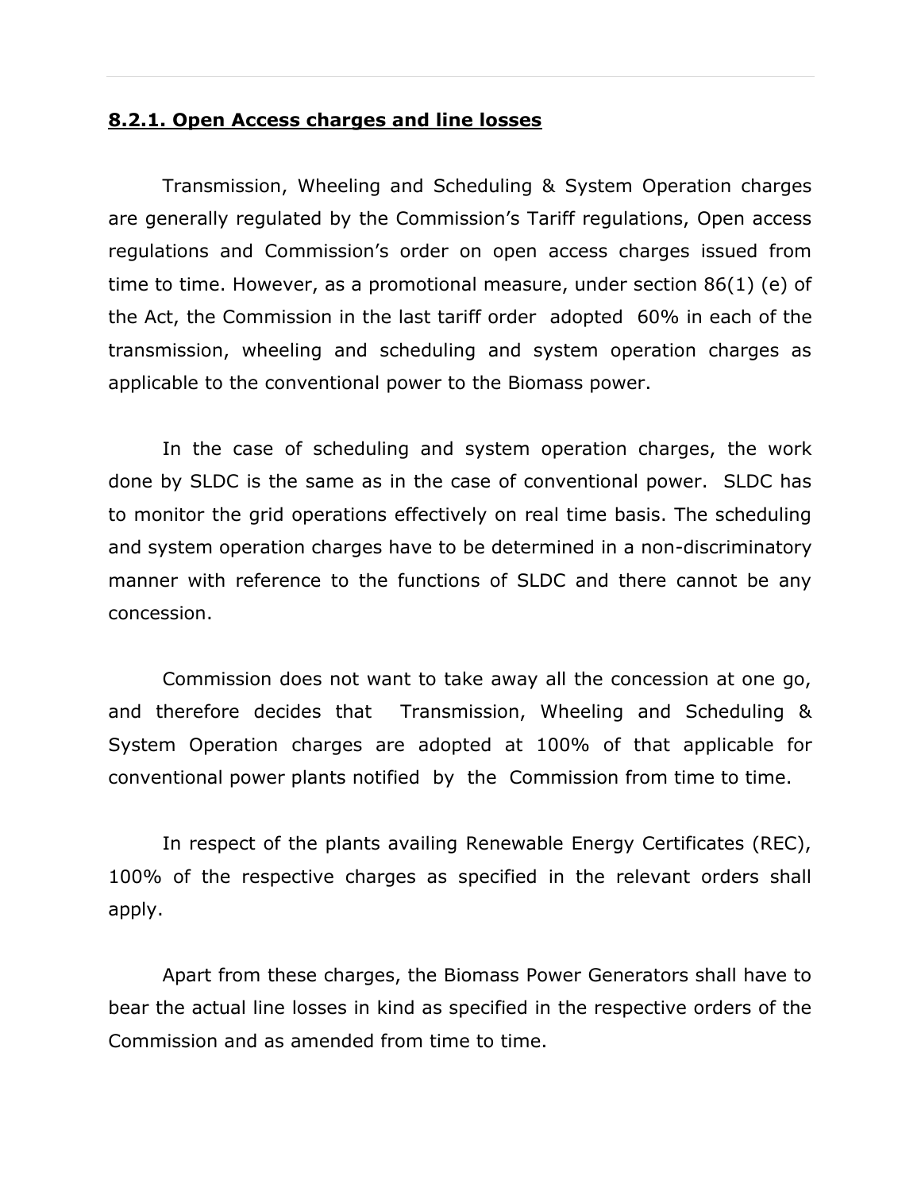**8.2.1. Open Access charges and line losses**

Transmission, Wheeling and Scheduling & System Operation charges are generally regulated by the Commission's Tariff regulations, Open access regulations and Commission's order on open access charges issued from time to time. However, as a promotional measure, under section 86(1) (e) of the Act, the Commission in the last tariff order adopted 60% in each of the transmission, wheeling and scheduling and system operation charges as applicable to the conventional power to the Biomass power.

In the case of scheduling and system operation charges, the work done by SLDC is the same as in the case of conventional power. SLDC has to monitor the grid operations effectively on real time basis. The scheduling and system operation charges have to be determined in a non-discriminatory manner with reference to the functions of SLDC and there cannot be any concession.

Commission does not want to take away all the concession at one go, and therefore decides that Transmission, Wheeling and Scheduling & System Operation charges are adopted at 100% of that applicable for conventional power plants notified by the Commission from time to time.

In respect of the plants availing Renewable Energy Certificates (REC), 100% of the respective charges as specified in the relevant orders shall apply.

Apart from these charges, the Biomass Power Generators shall have to bear the actual line losses in kind as specified in the respective orders of the Commission and as amended from time to time.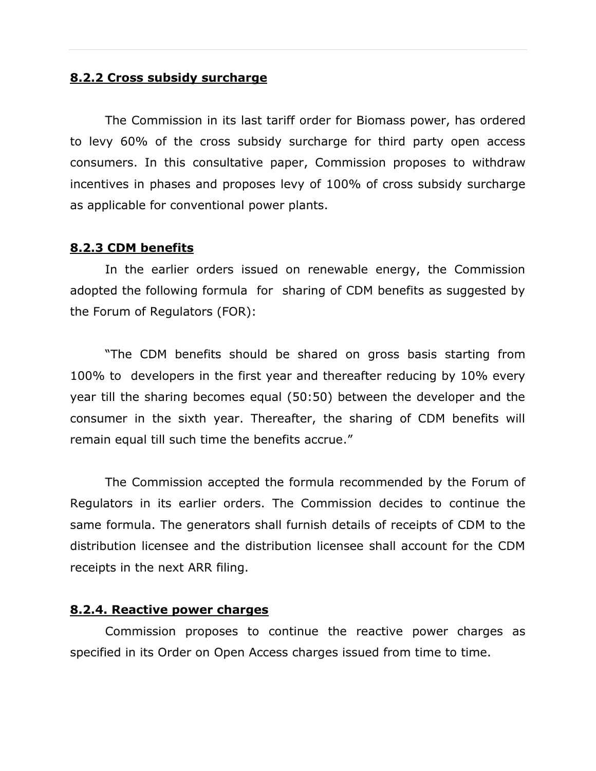#### **8.2.2 Cross subsidy surcharge**

The Commission in its last tariff order for Biomass power, has ordered to levy 60% of the cross subsidy surcharge for third party open access consumers. In this consultative paper, Commission proposes to withdraw incentives in phases and proposes levy of 100% of cross subsidy surcharge as applicable for conventional power plants.

#### **8.2.3 CDM benefits**

In the earlier orders issued on renewable energy, the Commission adopted the following formula for sharing of CDM benefits as suggested by the Forum of Regulators (FOR):

"The CDM benefits should be shared on gross basis starting from 100% to developers in the first year and thereafter reducing by 10% every year till the sharing becomes equal (50:50) between the developer and the consumer in the sixth year. Thereafter, the sharing of CDM benefits will remain equal till such time the benefits accrue."

The Commission accepted the formula recommended by the Forum of Regulators in its earlier orders. The Commission decides to continue the same formula. The generators shall furnish details of receipts of CDM to the distribution licensee and the distribution licensee shall account for the CDM receipts in the next ARR filing.

#### **8.2.4. Reactive power charges**

Commission proposes to continue the reactive power charges as specified in its Order on Open Access charges issued from time to time.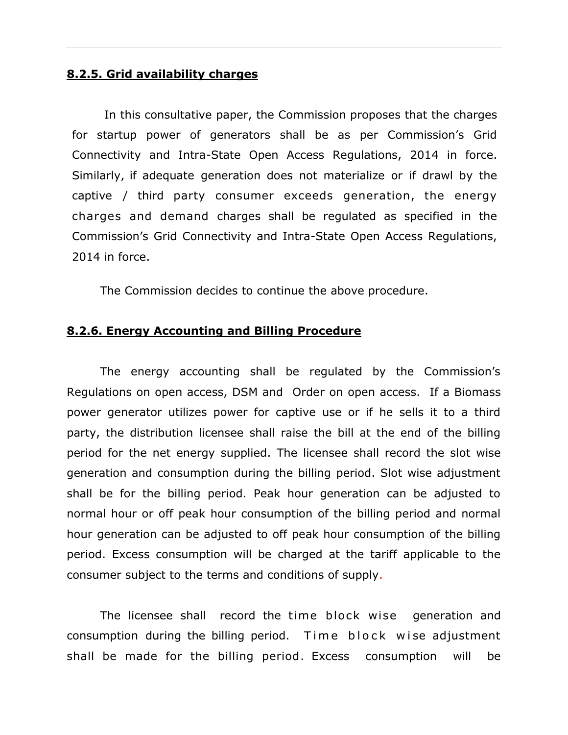**8.2.5. Grid availability charges**

In this consultative paper, the Commission proposes that the charges for startup power of generators shall be as per Commission's Grid Connectivity and Intra-State Open Access Regulations, 2014 in force. Similarly, if adequate generation does not materialize or if drawl by the captive / third party consumer exceeds generation, the energy charges and demand charges shall be regulated as specified in the Commission's Grid Connectivity and Intra-State Open Access Regulations, 2014 in force.

The Commission decides to continue the above procedure.

**8.2.6. Energy Accounting and Billing Procedure**

The energy accounting shall be regulated by the Commission's Regulations on open access, DSM and Order on open access. If a Biomass power generator utilizes power for captive use or if he sells it to a third party, the distribution licensee shall raise the bill at the end of the billing period for the net energy supplied. The licensee shall record the slot wise generation and consumption during the billing period. Slot wise adjustment shall be for the billing period. Peak hour generation can be adjusted to normal hour or off peak hour consumption of the billing period and normal hour generation can be adjusted to off peak hour consumption of the billing period. Excess consumption will be charged at the tariff applicable to the consumer subject to the terms and conditions of supply.

The licensee shall record the time block wise generation and consumption during the billing period. Time block wise adjustment shall be made for the billing period. Excess consumption will be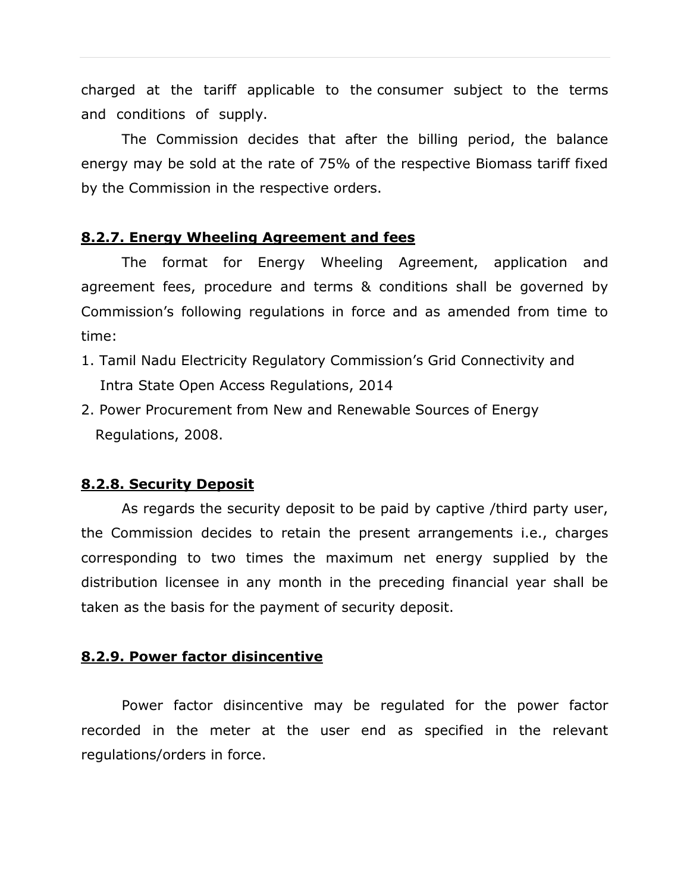charged at the tariff applicable to the consumer subject to the terms and conditions of supply.

The Commission decides that after the billing period, the balance energy may be sold at the rate of 75% of the respective Biomass tariff fixed by the Commission in the respective orders.

### 8.2.7. Energy Wheeling Agreement and fees

The format for Energy Wheeling Agreement, application and agreement fees, procedure and terms & conditions shall be governed by Commission's following regulations in force and as amended from time to time:

1. Tamil Nadu Electricity Regulatory Commission's Grid Connectivity and Intra State Open Access Regulations, 2014
2. Power Procurement from New and Renewable Sources of Energy Regulations, 2008.

### 8.2.8. Security Deposit

As regards the security deposit to be paid by captive /third party user, the Commission decides to retain the present arrangements i.e., charges corresponding to two times the maximum net energy supplied by the distribution licensee in any month in the preceding financial year shall be taken as the basis for the payment of security deposit.

### 8.2.9. Power factor disincentive

Power factor disincentive may be regulated for the power factor recorded in the meter at the user end as specified in the relevant regulations/orders in force.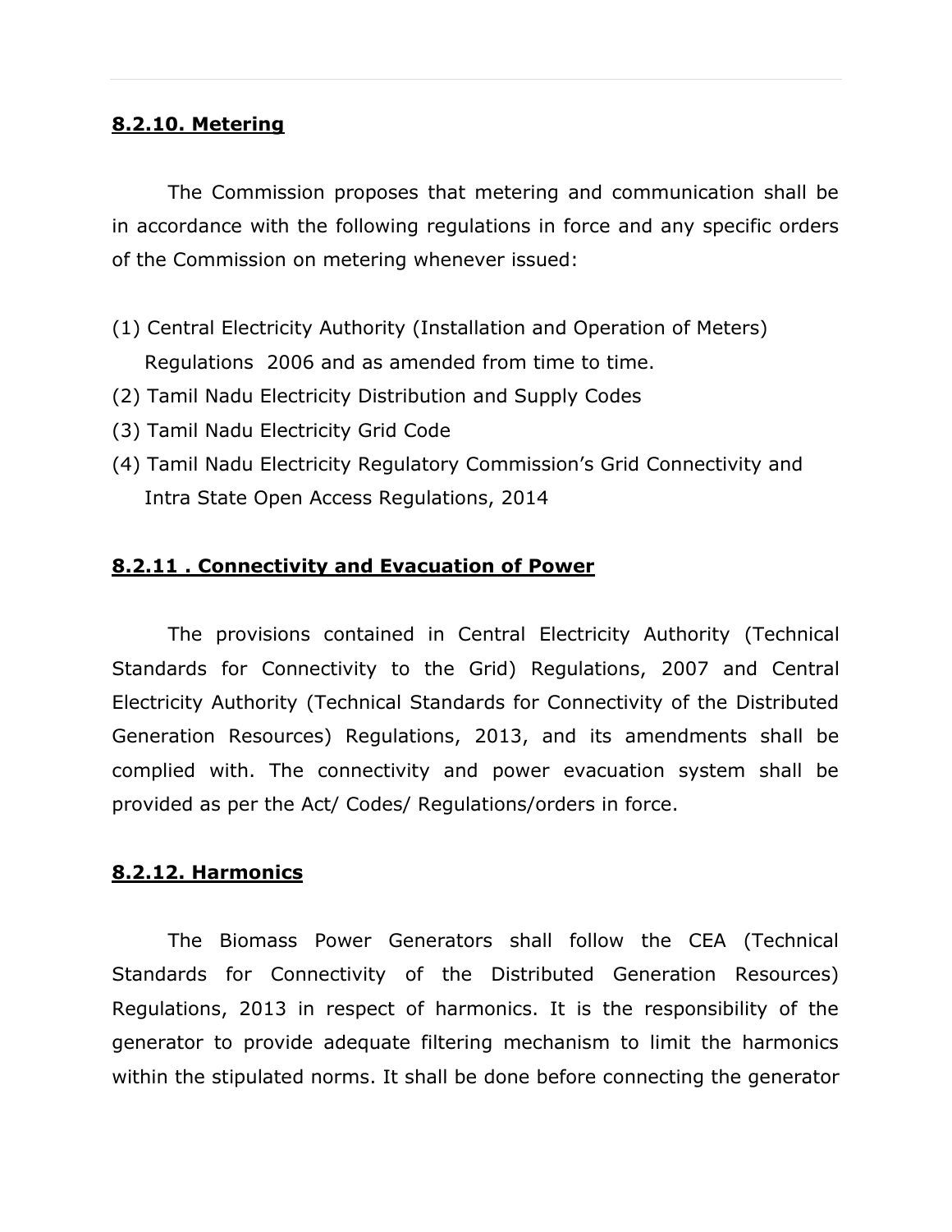### **8.2.10. Metering**

The Commission proposes that metering and communication shall be in accordance with the following regulations in force and any specific orders of the Commission on metering whenever issued:

(1) Central Electricity Authority (Installation and Operation of Meters) Regulations 2006 and as amended from time to time.
(2) Tamil Nadu Electricity Distribution and Supply Codes
(3) Tamil Nadu Electricity Grid Code
(4) Tamil Nadu Electricity Regulatory Commission's Grid Connectivity and Intra State Open Access Regulations, 2014

### **8.2.11 . Connectivity and Evacuation of Power**

The provisions contained in Central Electricity Authority (Technical Standards for Connectivity to the Grid) Regulations, 2007 and Central Electricity Authority (Technical Standards for Connectivity of the Distributed Generation Resources) Regulations, 2013, and its amendments shall be complied with. The connectivity and power evacuation system shall be provided as per the Act/ Codes/ Regulations/orders in force.

### **8.2.12. Harmonics**

The Biomass Power Generators shall follow the CEA (Technical Standards for Connectivity of the Distributed Generation Resources) Regulations, 2013 in respect of harmonics. It is the responsibility of the generator to provide adequate filtering mechanism to limit the harmonics within the stipulated norms. It shall be done before connecting the generator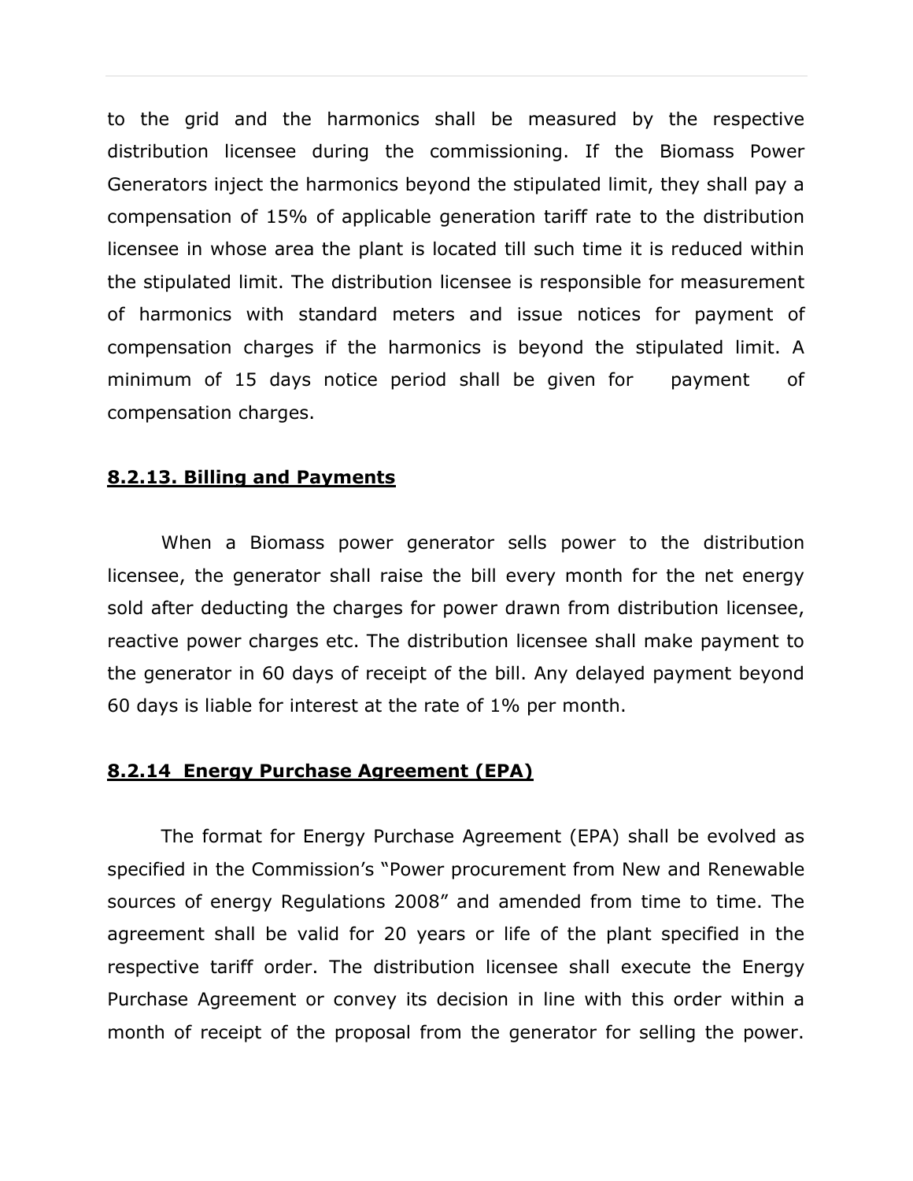to the grid and the harmonics shall be measured by the respective distribution licensee during the commissioning. If the Biomass Power Generators inject the harmonics beyond the stipulated limit, they shall pay a compensation of 15% of applicable generation tariff rate to the distribution licensee in whose area the plant is located till such time it is reduced within the stipulated limit. The distribution licensee is responsible for measurement of harmonics with standard meters and issue notices for payment of compensation charges if the harmonics is beyond the stipulated limit. A minimum of 15 days notice period shall be given for payment of compensation charges.

### **8.2.13. Billing and Payments**

When a Biomass power generator sells power to the distribution licensee, the generator shall raise the bill every month for the net energy sold after deducting the charges for power drawn from distribution licensee, reactive power charges etc. The distribution licensee shall make payment to the generator in 60 days of receipt of the bill. Any delayed payment beyond 60 days is liable for interest at the rate of 1% per month.

### **8.2.14 Energy Purchase Agreement (EPA)**

The format for Energy Purchase Agreement (EPA) shall be evolved as specified in the Commission's "Power procurement from New and Renewable sources of energy Regulations 2008" and amended from time to time. The agreement shall be valid for 20 years or life of the plant specified in the respective tariff order. The distribution licensee shall execute the Energy Purchase Agreement or convey its decision in line with this order within a month of receipt of the proposal from the generator for selling the power.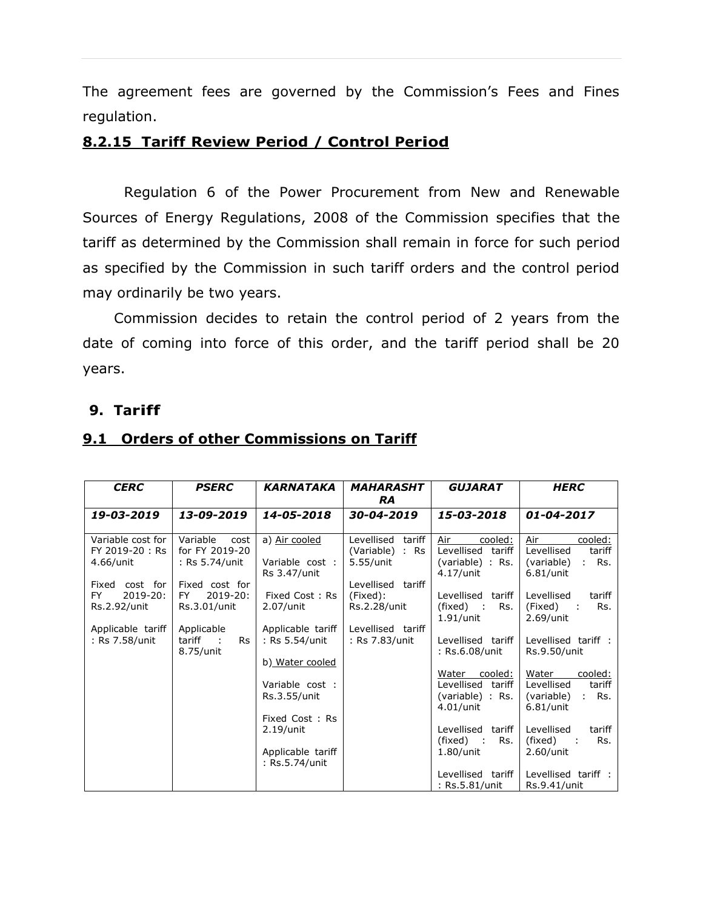The agreement fees are governed by the Commission's Fees and Fines regulation.

### 8.2.15 Tariff Review Period / Control Period

Regulation 6 of the Power Procurement from New and Renewable Sources of Energy Regulations, 2008 of the Commission specifies that the tariff as determined by the Commission shall remain in force for such period as specified by the Commission in such tariff orders and the control period may ordinarily be two years.

Commission decides to retain the control period of 2 years from the date of coming into force of this order, and the tariff period shall be 20 years.

## 9. Tariff

### 9.1 Orders of other Commissions on Tariff

| *CERC* | *PSERC* | *KARNATAKA* | *MAHARASHTRA* | *GUJARAT* | *HERC* |
|---|---|---|---|---|---|
| *19-03-2019* | *13-09-2019* | *14-05-2018* | *30-04-2019* | *15-03-2018* | *01-04-2017* |
| Variable cost for FY 2019-20 : Rs 4.66/unit<br><br>Fixed cost for FY 2019-20: Rs.2.92/unit<br><br>Applicable tariff : Rs 7.58/unit | Variable cost for FY 2019-20 : Rs 5.74/unit<br><br>Fixed cost for FY 2019-20: Rs.3.01/unit<br><br>Applicable tariff : Rs 8.75/unit | a) Air cooled<br><br>Variable cost : Rs 3.47/unit<br><br>Fixed Cost : Rs 2.07/unit<br><br>Applicable tariff : Rs 5.54/unit<br><br>b) Water cooled<br><br>Variable cost : Rs.3.55/unit<br><br>Fixed Cost : Rs 2.19/unit<br><br>Applicable tariff : Rs.5.74/unit | Levellised tariff (Variable) : Rs 5.55/unit<br><br>Levellised tariff (Fixed): Rs.2.28/unit<br><br>Levellised tariff : Rs 7.83/unit | Air cooled: Levellised tariff (variable) : Rs. 4.17/unit<br><br>Levellised tariff (fixed) : Rs. 1.91/unit<br><br>Levellised tariff : Rs.6.08/unit<br><br>Water cooled: Levellised tariff (variable) : Rs. 4.01/unit<br><br>Levellised tariff (fixed) : Rs. 1.80/unit<br><br>Levellised tariff : Rs.5.81/unit | Air cooled: Levellised tariff (variable) : Rs. 6.81/unit<br><br>Levellised tariff (Fixed) : Rs. 2.69/unit<br><br>Levellised tariff : Rs.9.50/unit<br><br>Water cooled: Levellised tariff (variable) : Rs. 6.81/unit<br><br>Levellised tariff (fixed) : Rs. 2.60/unit<br><br>Levellised tariff : Rs.9.41/unit |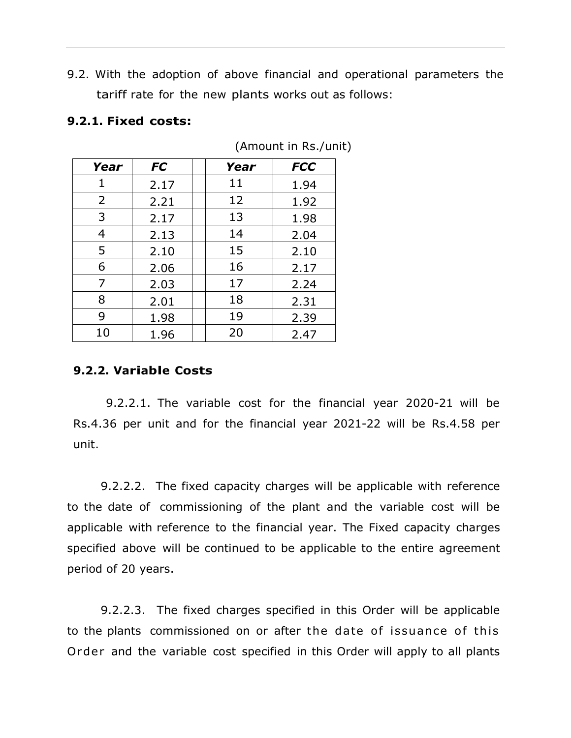9.2. With the adoption of above financial and operational parameters the tariff rate for the new plants works out as follows:

**9.2.1. Fixed costs:**

(Amount in Rs./unit)

| *Year* | *FC* | | *Year* | *FCC* |
|---|---|---|---|---|
| 1 | 2.17 | | 11 | 1.94 |
| 2 | 2.21 | | 12 | 1.92 |
| 3 | 2.17 | | 13 | 1.98 |
| 4 | 2.13 | | 14 | 2.04 |
| 5 | 2.10 | | 15 | 2.10 |
| 6 | 2.06 | | 16 | 2.17 |
| 7 | 2.03 | | 17 | 2.24 |
| 8 | 2.01 | | 18 | 2.31 |
| 9 | 1.98 | | 19 | 2.39 |
| 10 | 1.96 | | 20 | 2.47 |

**9.2.2. Variable Costs**

9.2.2.1. The variable cost for the financial year 2020-21 will be Rs.4.36 per unit and for the financial year 2021-22 will be Rs.4.58 per unit.

9.2.2.2. The fixed capacity charges will be applicable with reference to the date of commissioning of the plant and the variable cost will be applicable with reference to the financial year. The Fixed capacity charges specified above will be continued to be applicable to the entire agreement period of 20 years.

9.2.2.3. The fixed charges specified in this Order will be applicable to the plants commissioned on or after the date of issuance of this Order and the variable cost specified in this Order will apply to all plants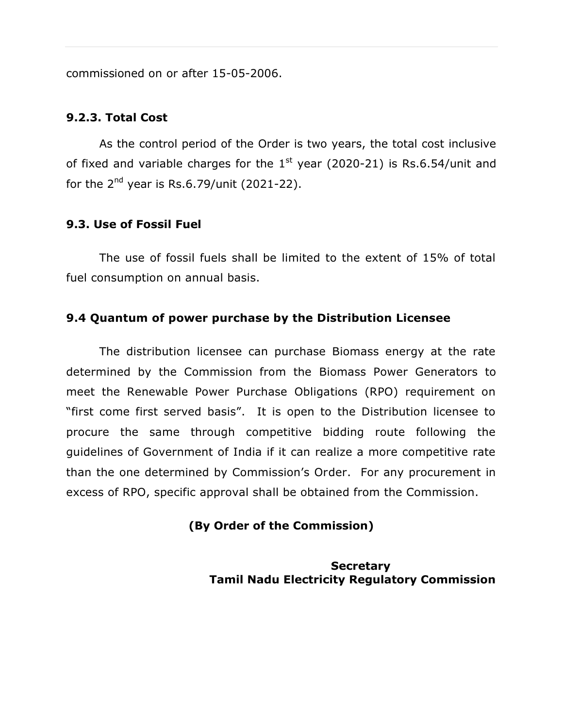commissioned on or after 15-05-2006.

### 9.2.3. Total Cost

As the control period of the Order is two years, the total cost inclusive of fixed and variable charges for the 1st year (2020-21) is Rs.6.54/unit and for the 2nd year is Rs.6.79/unit (2021-22).

### 9.3. Use of Fossil Fuel

The use of fossil fuels shall be limited to the extent of 15% of total fuel consumption on annual basis.

### 9.4 Quantum of power purchase by the Distribution Licensee

The distribution licensee can purchase Biomass energy at the rate determined by the Commission from the Biomass Power Generators to meet the Renewable Power Purchase Obligations (RPO) requirement on "first come first served basis". It is open to the Distribution licensee to procure the same through competitive bidding route following the guidelines of Government of India if it can realize a more competitive rate than the one determined by Commission's Order. For any procurement in excess of RPO, specific approval shall be obtained from the Commission.

**(By Order of the Commission)**

**Secretary**
**Tamil Nadu Electricity Regulatory Commission**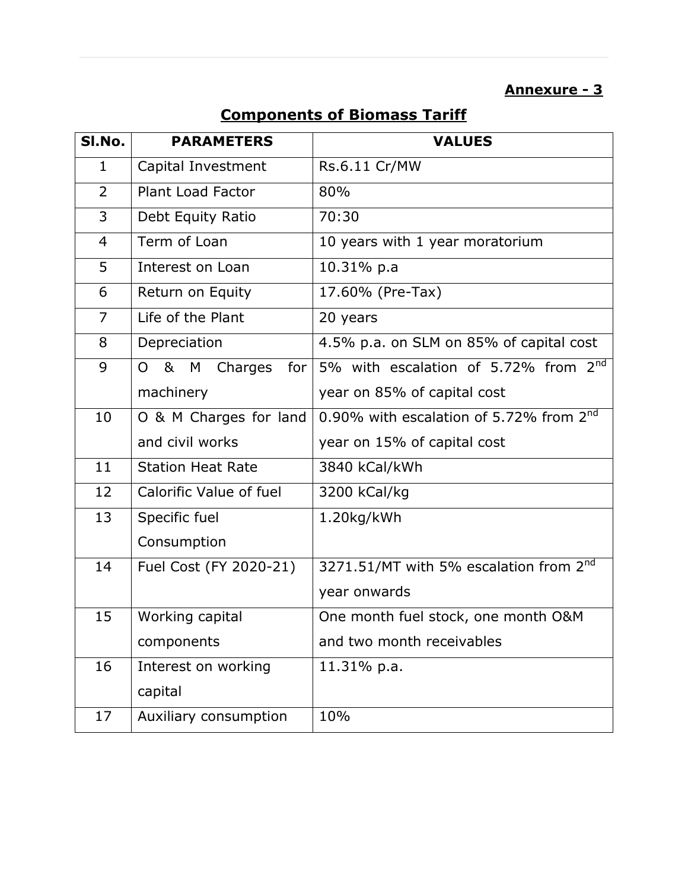**Annexure - 3**

## Components of Biomass Tariff

| Sl.No. | PARAMETERS | VALUES |
|---|---|---|
| 1 | Capital Investment | Rs.6.11 Cr/MW |
| 2 | Plant Load Factor | 80% |
| 3 | Debt Equity Ratio | 70:30 |
| 4 | Term of Loan | 10 years with 1 year moratorium |
| 5 | Interest on Loan | 10.31% p.a |
| 6 | Return on Equity | 17.60% (Pre-Tax) |
| 7 | Life of the Plant | 20 years |
| 8 | Depreciation | 4.5% p.a. on SLM on 85% of capital cost |
| 9 | O & M Charges for machinery | 5% with escalation of 5.72% from 2nd year on 85% of capital cost |
| 10 | O & M Charges for land and civil works | 0.90% with escalation of 5.72% from 2nd year on 15% of capital cost |
| 11 | Station Heat Rate | 3840 kCal/kWh |
| 12 | Calorific Value of fuel | 3200 kCal/kg |
| 13 | Specific fuel Consumption | 1.20kg/kWh |
| 14 | Fuel Cost (FY 2020-21) | 3271.51/MT with 5% escalation from 2nd year onwards |
| 15 | Working capital components | One month fuel stock, one month O&M and two month receivables |
| 16 | Interest on working capital | 11.31% p.a. |
| 17 | Auxiliary consumption | 10% |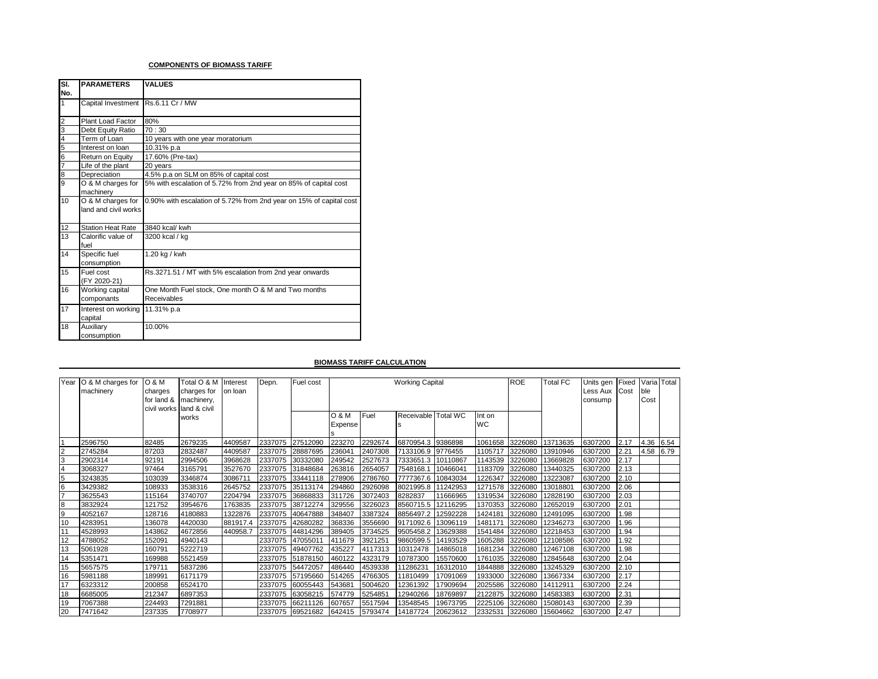**COMPONENTS OF BIOMASS TARIFF**

| Sl. No. | PARAMETERS | VALUES |
|---|---|---|
| 1 | Capital Investment | Rs.6.11 Cr / MW |
| 2 | Plant Load Factor | 80% |
| 3 | Debt Equity Ratio | 70 : 30 |
| 4 | Term of Loan | 10 years with one year moratorium |
| 5 | Interest on loan | 10.31% p.a |
| 6 | Return on Equity | 17.60% (Pre-tax) |
| 7 | Life of the plant | 20 years |
| 8 | Depreciation | 4.5% p.a on SLM on 85% of capital cost |
| 9 | O & M charges for machinery | 5% with escalation of 5.72% from 2nd year on 85% of capital cost |
| 10 | O & M charges for land and civil works | 0.90% with escalation of 5.72% from 2nd year on 15% of capital cost |
| 12 | Station Heat Rate | 3840 kcal/ kwh |
| 13 | Calorific value of fuel | 3200 kcal / kg |
| 14 | Specific fuel consumption | 1.20 kg / kwh |
| 15 | Fuel cost (FY 2020-21) | Rs.3271.51 / MT with 5% escalation from 2nd year onwards |
| 16 | Working capital componants | One Month Fuel stock, One month O & M and Two months Receivables |
| 17 | Interest on working capital | 11.31% p.a |
| 18 | Auxiliary consumption | 10.00% |

**BIOMASS TARIFF CALCULATION**

| Year | O & M charges for machinery | O & M charges for land & civil works | Total O & M charges for machinery, land & civil works | Interest on loan | Depn. | Fuel cost | Working Capital | | | | | ROE | Total FC | Units gen Less Aux consump | Fixed Cost | Variable Cost | Total |
|---|---|---|---|---|---|---|---|---|---|---|---|---|---|---|---|---|---|
| | | | | | | | O & M Expenses | Fuel | Receivables | Total WC | Int on WC | | | | | | |
| 1 | 2596750 | 82485 | 2679235 | 4409587 | 2337075 | 27512090 | 223270 | 2292674 | 6870954.3 | 9386898 | 1061658 | 3226080 | 13713635 | 6307200 | 2.17 | 4.36 | 6.54 |
| 2 | 2745284 | 87203 | 2832487 | 4409587 | 2337075 | 28887695 | 236041 | 2407308 | 7133106.9 | 9776455 | 1105717 | 3226080 | 13910946 | 6307200 | 2.21 | 4.58 | 6.79 |
| 3 | 2902314 | 92191 | 2994506 | 3968628 | 2337075 | 30332080 | 249542 | 2527673 | 7333651.3 | 10110867 | 1143539 | 3226080 | 13669828 | 6307200 | 2.17 | | |
| 4 | 3068327 | 97464 | 3165791 | 3527670 | 2337075 | 31848684 | 263816 | 2654057 | 7548168.1 | 10466041 | 1183709 | 3226080 | 13440325 | 6307200 | 2.13 | | |
| 5 | 3243835 | 103039 | 3346874 | 3086711 | 2337075 | 33441118 | 278906 | 2786760 | 7777367.6 | 10843034 | 1226347 | 3226080 | 13223087 | 6307200 | 2.10 | | |
| 6 | 3429382 | 108933 | 3538316 | 2645752 | 2337075 | 35113174 | 294860 | 2926098 | 8021995.8 | 11242953 | 1271578 | 3226080 | 13018801 | 6307200 | 2.06 | | |
| 7 | 3625543 | 115164 | 3740707 | 2204794 | 2337075 | 36868833 | 311726 | 3072403 | 8282837 | 11666965 | 1319534 | 3226080 | 12828190 | 6307200 | 2.03 | | |
| 8 | 3832924 | 121752 | 3954676 | 1763835 | 2337075 | 38712274 | 329556 | 3226023 | 8560715.5 | 12116295 | 1370353 | 3226080 | 12652019 | 6307200 | 2.01 | | |
| 9 | 4052167 | 128716 | 4180883 | 1322876 | 2337075 | 40647888 | 348407 | 3387324 | 8856497.2 | 12592228 | 1424181 | 3226080 | 12491095 | 6307200 | 1.98 | | |
| 10 | 4283951 | 136078 | 4420030 | 881917.4 | 2337075 | 42680282 | 368336 | 3556690 | 9171092.6 | 13096119 | 1481171 | 3226080 | 12346273 | 6307200 | 1.96 | | |
| 11 | 4528993 | 143862 | 4672856 | 440958.7 | 2337075 | 44814296 | 389405 | 3734525 | 9505458.2 | 13629388 | 1541484 | 3226080 | 12218453 | 6307200 | 1.94 | | |
| 12 | 4788052 | 152091 | 4940143 | | 2337075 | 47055011 | 411679 | 3921251 | 9860599.5 | 14193529 | 1605288 | 3226080 | 12108586 | 6307200 | 1.92 | | |
| 13 | 5061928 | 160791 | 5222719 | | 2337075 | 49407762 | 435227 | 4117313 | 10312478 | 14865018 | 1681234 | 3226080 | 12467108 | 6307200 | 1.98 | | |
| 14 | 5351471 | 169988 | 5521459 | | 2337075 | 51878150 | 460122 | 4323179 | 10787300 | 15570600 | 1761035 | 3226080 | 12845648 | 6307200 | 2.04 | | |
| 15 | 5657575 | 179711 | 5837286 | | 2337075 | 54472057 | 486440 | 4539338 | 11286231 | 16312010 | 1844888 | 3226080 | 13245329 | 6307200 | 2.10 | | |
| 16 | 5981188 | 189991 | 6171179 | | 2337075 | 57195660 | 514265 | 4766305 | 11810499 | 17091069 | 1933000 | 3226080 | 13667334 | 6307200 | 2.17 | | |
| 17 | 6323312 | 200858 | 6524170 | | 2337075 | 60055443 | 543681 | 5004620 | 12361392 | 17909694 | 2025586 | 3226080 | 14112911 | 6307200 | 2.24 | | |
| 18 | 6685005 | 212347 | 6897353 | | 2337075 | 63058215 | 574779 | 5254851 | 12940266 | 18769897 | 2122875 | 3226080 | 14583383 | 6307200 | 2.31 | | |
| 19 | 7067388 | 224493 | 7291881 | | 2337075 | 66211126 | 607657 | 5517594 | 13548545 | 19673795 | 2225106 | 3226080 | 15080143 | 6307200 | 2.39 | | |
| 20 | 7471642 | 237335 | 7708977 | | 2337075 | 69521682 | 642415 | 5793474 | 14187724 | 20623612 | 2332531 | 3226080 | 15604662 | 6307200 | 2.47 | | |